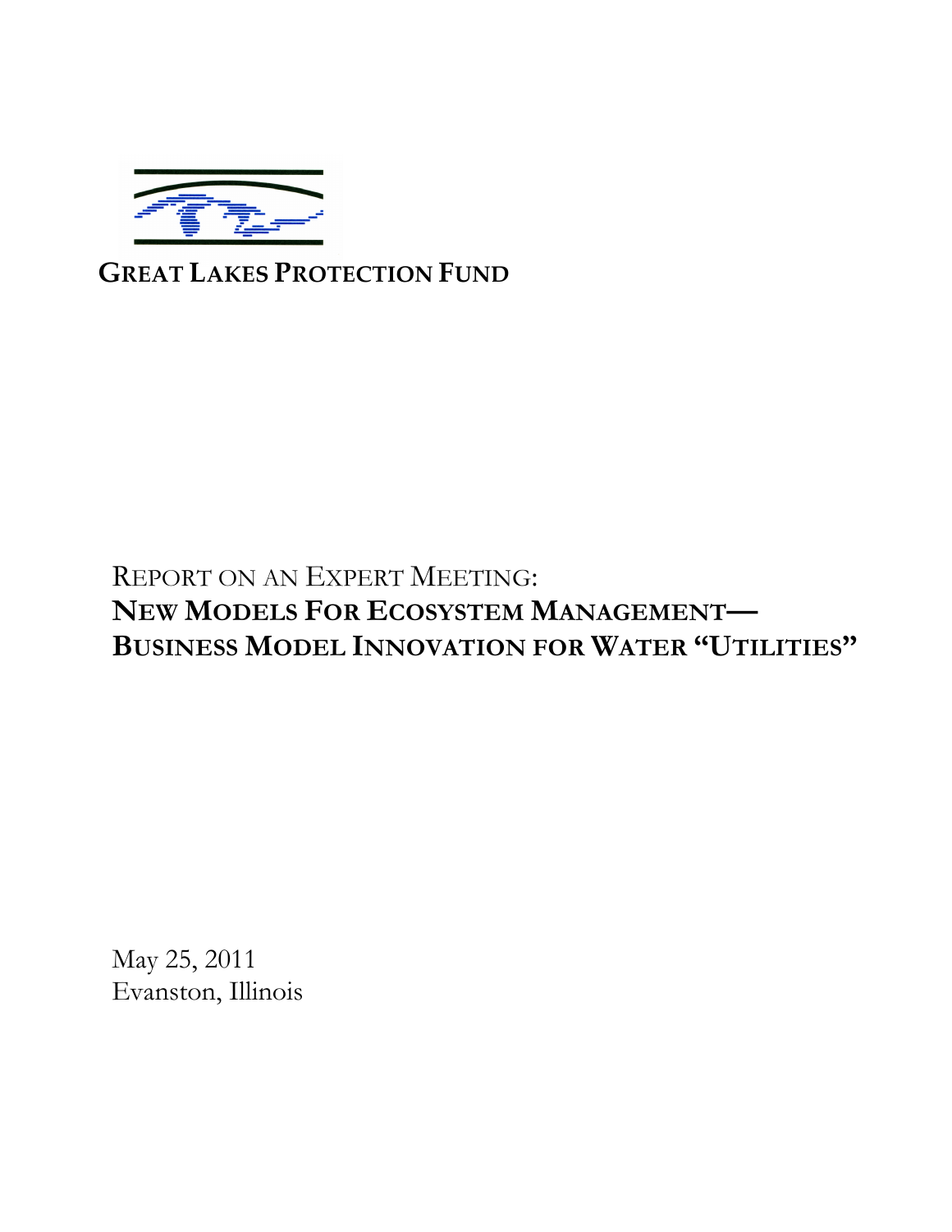**GREAT LAKES PROTECTION FUND**

REPORT ON AN EXPERT MEETING:

# NEW MODELS FOR ECOSYSTEM MANAGEMENT—BUSINESS MODEL INNOVATION FOR WATER "UTILITIES"

May 25, 2011
Evanston, Illinois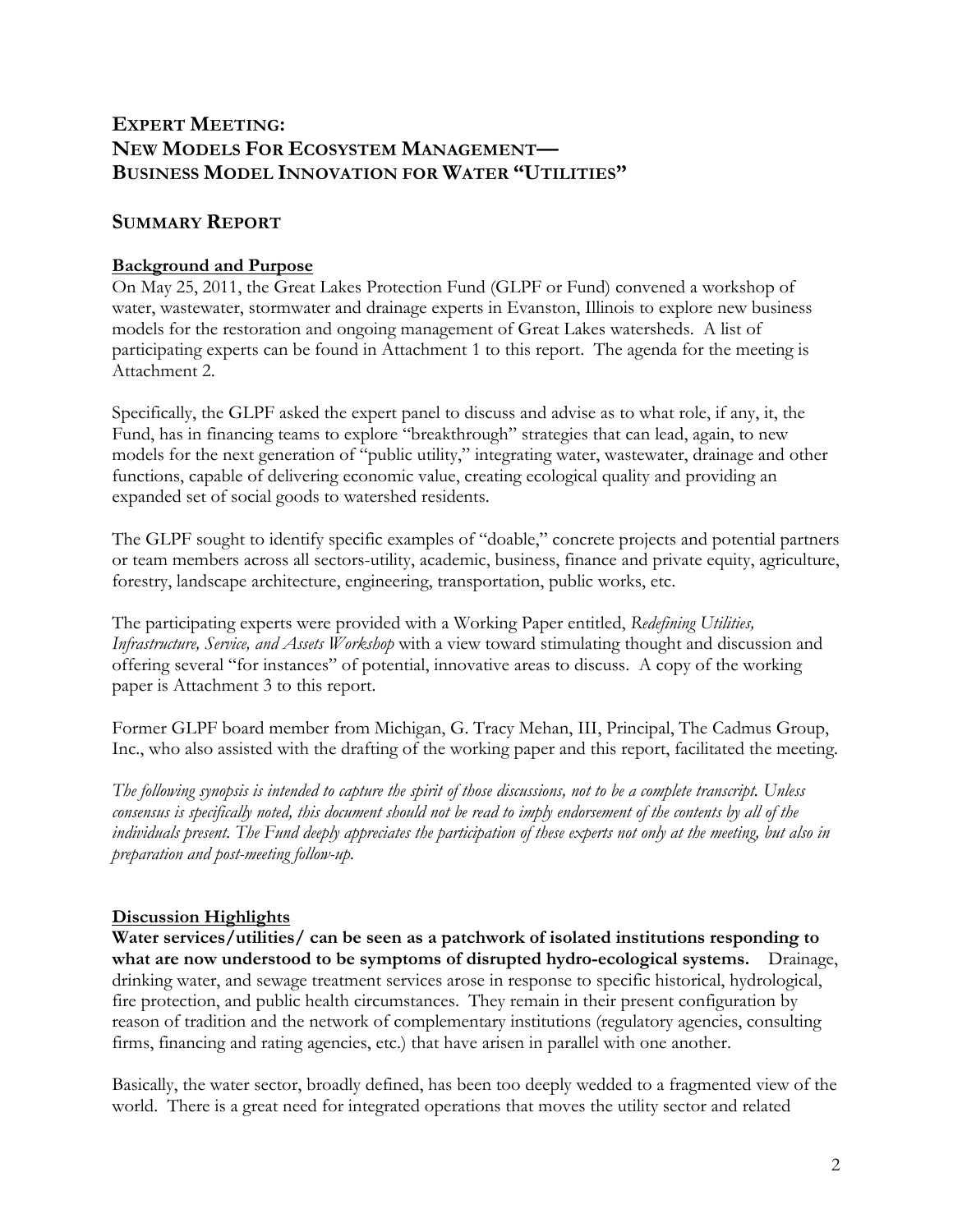# EXPERT MEETING: NEW MODELS FOR ECOSYSTEM MANAGEMENT— BUSINESS MODEL INNOVATION FOR WATER "UTILITIES"

## SUMMARY REPORT

### Background and Purpose

On May 25, 2011, the Great Lakes Protection Fund (GLPF or Fund) convened a workshop of water, wastewater, stormwater and drainage experts in Evanston, Illinois to explore new business models for the restoration and ongoing management of Great Lakes watersheds. A list of participating experts can be found in Attachment 1 to this report. The agenda for the meeting is Attachment 2.

Specifically, the GLPF asked the expert panel to discuss and advise as to what role, if any, it, the Fund, has in financing teams to explore "breakthrough" strategies that can lead, again, to new models for the next generation of "public utility," integrating water, wastewater, drainage and other functions, capable of delivering economic value, creating ecological quality and providing an expanded set of social goods to watershed residents.

The GLPF sought to identify specific examples of "doable," concrete projects and potential partners or team members across all sectors-utility, academic, business, finance and private equity, agriculture, forestry, landscape architecture, engineering, transportation, public works, etc.

The participating experts were provided with a Working Paper entitled, *Redefining Utilities, Infrastructure, Service, and Assets Workshop* with a view toward stimulating thought and discussion and offering several "for instances" of potential, innovative areas to discuss. A copy of the working paper is Attachment 3 to this report.

Former GLPF board member from Michigan, G. Tracy Mehan, III, Principal, The Cadmus Group, Inc., who also assisted with the drafting of the working paper and this report, facilitated the meeting.

*The following synopsis is intended to capture the spirit of those discussions, not to be a complete transcript. Unless consensus is specifically noted, this document should not be read to imply endorsement of the contents by all of the individuals present. The Fund deeply appreciates the participation of these experts not only at the meeting, but also in preparation and post-meeting follow-up.*

### Discussion Highlights

**Water services/utilities/ can be seen as a patchwork of isolated institutions responding to what are now understood to be symptoms of disrupted hydro-ecological systems.** Drainage, drinking water, and sewage treatment services arose in response to specific historical, hydrological, fire protection, and public health circumstances. They remain in their present configuration by reason of tradition and the network of complementary institutions (regulatory agencies, consulting firms, financing and rating agencies, etc.) that have arisen in parallel with one another.

Basically, the water sector, broadly defined, has been too deeply wedded to a fragmented view of the world. There is a great need for integrated operations that moves the utility sector and related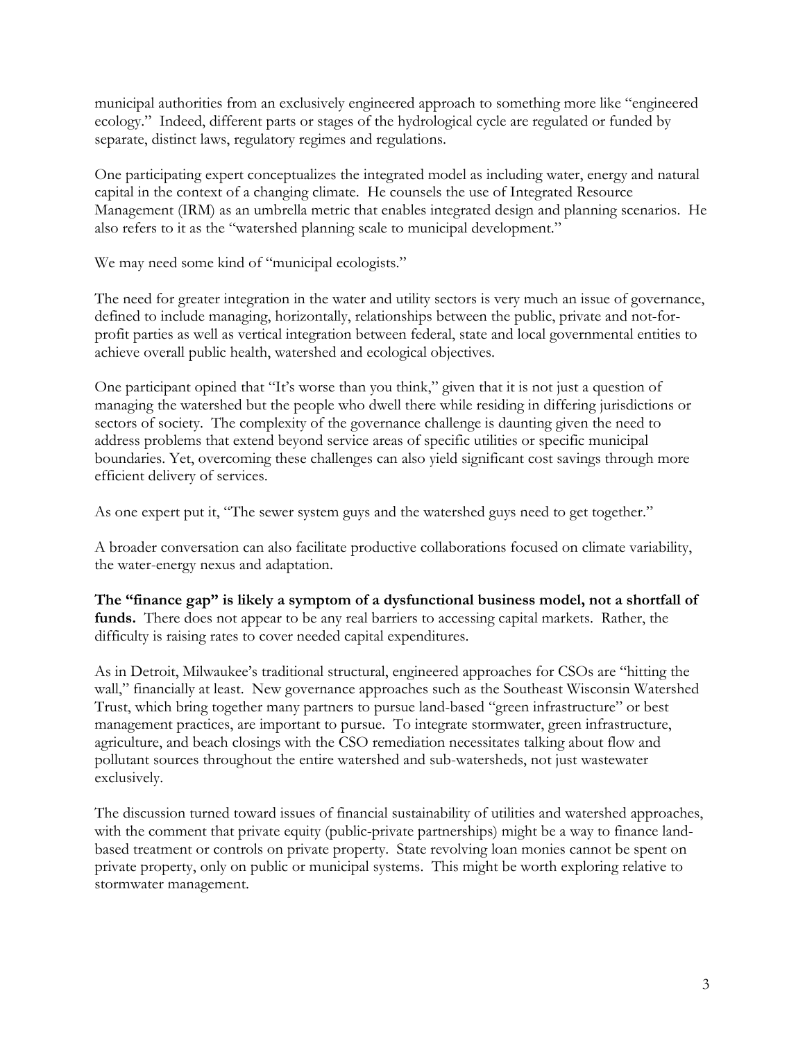municipal authorities from an exclusively engineered approach to something more like "engineered ecology." Indeed, different parts or stages of the hydrological cycle are regulated or funded by separate, distinct laws, regulatory regimes and regulations.

One participating expert conceptualizes the integrated model as including water, energy and natural capital in the context of a changing climate. He counsels the use of Integrated Resource Management (IRM) as an umbrella metric that enables integrated design and planning scenarios. He also refers to it as the "watershed planning scale to municipal development."

We may need some kind of "municipal ecologists."

The need for greater integration in the water and utility sectors is very much an issue of governance, defined to include managing, horizontally, relationships between the public, private and not-for-profit parties as well as vertical integration between federal, state and local governmental entities to achieve overall public health, watershed and ecological objectives.

One participant opined that "It's worse than you think," given that it is not just a question of managing the watershed but the people who dwell there while residing in differing jurisdictions or sectors of society. The complexity of the governance challenge is daunting given the need to address problems that extend beyond service areas of specific utilities or specific municipal boundaries. Yet, overcoming these challenges can also yield significant cost savings through more efficient delivery of services.

As one expert put it, "The sewer system guys and the watershed guys need to get together."

A broader conversation can also facilitate productive collaborations focused on climate variability, the water-energy nexus and adaptation.

**The "finance gap" is likely a symptom of a dysfunctional business model, not a shortfall of funds.** There does not appear to be any real barriers to accessing capital markets. Rather, the difficulty is raising rates to cover needed capital expenditures.

As in Detroit, Milwaukee's traditional structural, engineered approaches for CSOs are "hitting the wall," financially at least. New governance approaches such as the Southeast Wisconsin Watershed Trust, which bring together many partners to pursue land-based "green infrastructure" or best management practices, are important to pursue. To integrate stormwater, green infrastructure, agriculture, and beach closings with the CSO remediation necessitates talking about flow and pollutant sources throughout the entire watershed and sub-watersheds, not just wastewater exclusively.

The discussion turned toward issues of financial sustainability of utilities and watershed approaches, with the comment that private equity (public-private partnerships) might be a way to finance land-based treatment or controls on private property. State revolving loan monies cannot be spent on private property, only on public or municipal systems. This might be worth exploring relative to stormwater management.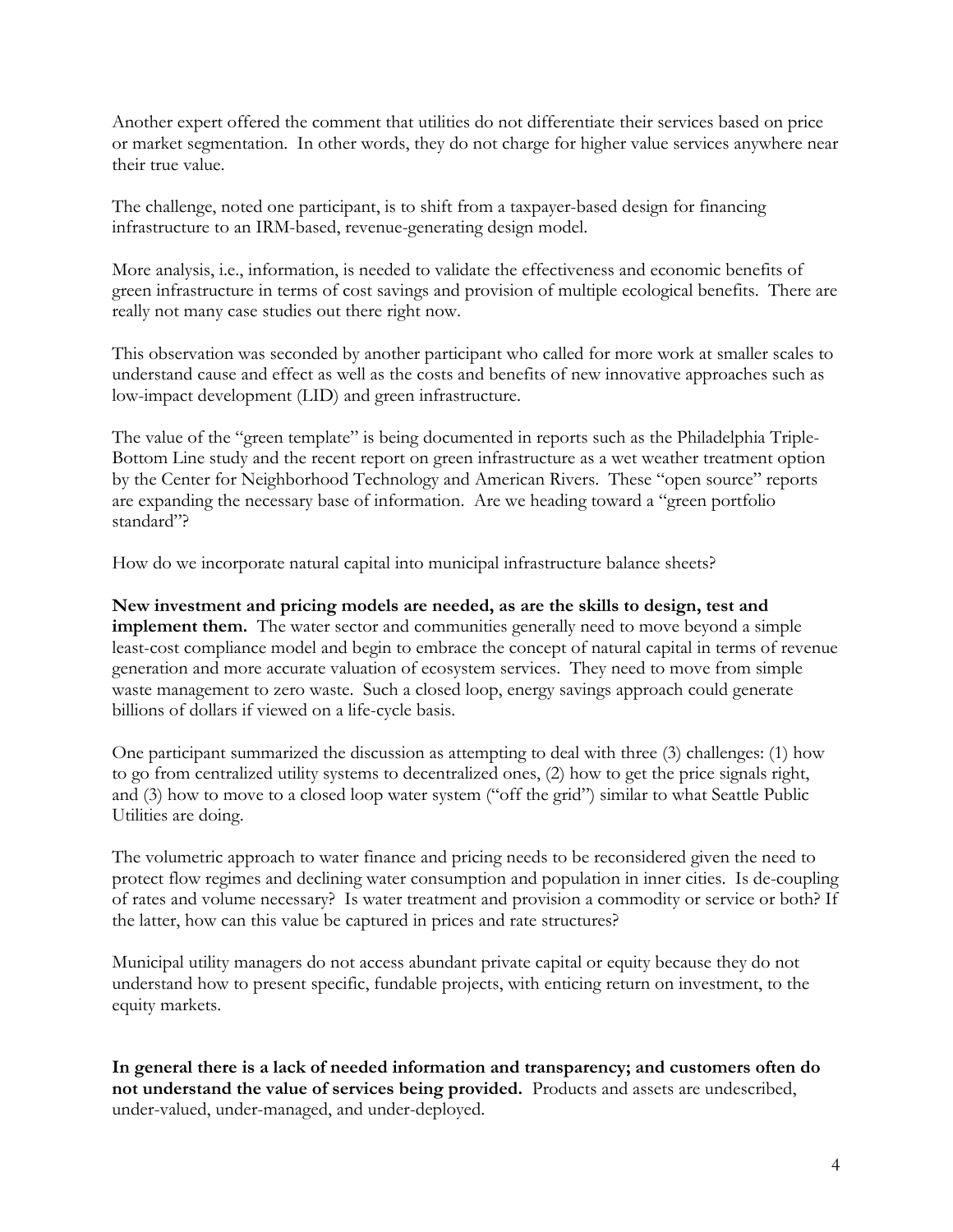Another expert offered the comment that utilities do not differentiate their services based on price or market segmentation. In other words, they do not charge for higher value services anywhere near their true value.

The challenge, noted one participant, is to shift from a taxpayer-based design for financing infrastructure to an IRM-based, revenue-generating design model.

More analysis, i.e., information, is needed to validate the effectiveness and economic benefits of green infrastructure in terms of cost savings and provision of multiple ecological benefits. There are really not many case studies out there right now.

This observation was seconded by another participant who called for more work at smaller scales to understand cause and effect as well as the costs and benefits of new innovative approaches such as low-impact development (LID) and green infrastructure.

The value of the "green template" is being documented in reports such as the Philadelphia Triple-Bottom Line study and the recent report on green infrastructure as a wet weather treatment option by the Center for Neighborhood Technology and American Rivers. These "open source" reports are expanding the necessary base of information. Are we heading toward a "green portfolio standard"?

How do we incorporate natural capital into municipal infrastructure balance sheets?

**New investment and pricing models are needed, as are the skills to design, test and implement them.** The water sector and communities generally need to move beyond a simple least-cost compliance model and begin to embrace the concept of natural capital in terms of revenue generation and more accurate valuation of ecosystem services. They need to move from simple waste management to zero waste. Such a closed loop, energy savings approach could generate billions of dollars if viewed on a life-cycle basis.

One participant summarized the discussion as attempting to deal with three (3) challenges: (1) how to go from centralized utility systems to decentralized ones, (2) how to get the price signals right, and (3) how to move to a closed loop water system ("off the grid") similar to what Seattle Public Utilities are doing.

The volumetric approach to water finance and pricing needs to be reconsidered given the need to protect flow regimes and declining water consumption and population in inner cities. Is de-coupling of rates and volume necessary? Is water treatment and provision a commodity or service or both? If the latter, how can this value be captured in prices and rate structures?

Municipal utility managers do not access abundant private capital or equity because they do not understand how to present specific, fundable projects, with enticing return on investment, to the equity markets.

**In general there is a lack of needed information and transparency; and customers often do not understand the value of services being provided.** Products and assets are undescribed, under-valued, under-managed, and under-deployed.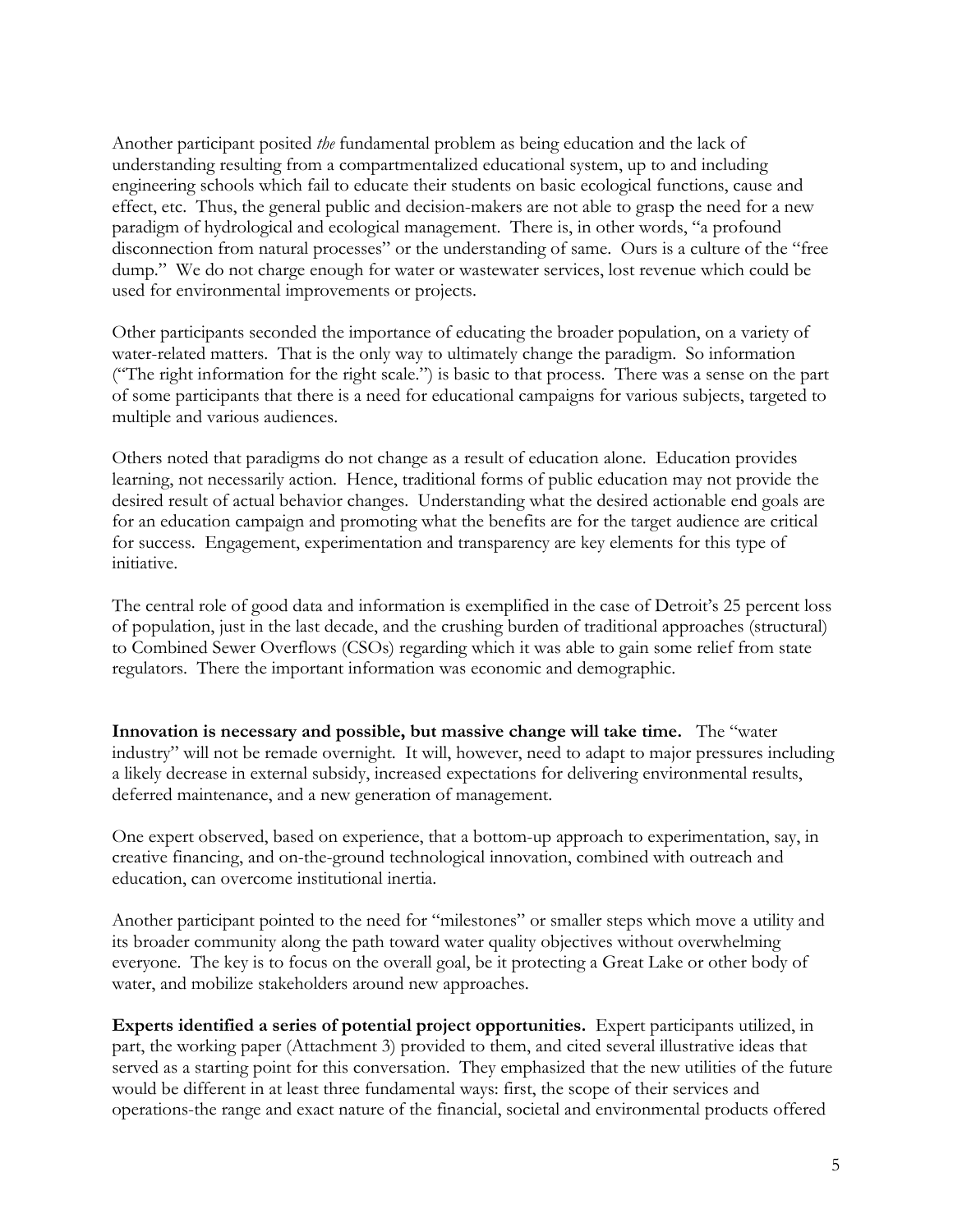Another participant posited *the* fundamental problem as being education and the lack of understanding resulting from a compartmentalized educational system, up to and including engineering schools which fail to educate their students on basic ecological functions, cause and effect, etc. Thus, the general public and decision-makers are not able to grasp the need for a new paradigm of hydrological and ecological management. There is, in other words, "a profound disconnection from natural processes" or the understanding of same. Ours is a culture of the "free dump." We do not charge enough for water or wastewater services, lost revenue which could be used for environmental improvements or projects.

Other participants seconded the importance of educating the broader population, on a variety of water-related matters. That is the only way to ultimately change the paradigm. So information ("The right information for the right scale.") is basic to that process. There was a sense on the part of some participants that there is a need for educational campaigns for various subjects, targeted to multiple and various audiences.

Others noted that paradigms do not change as a result of education alone. Education provides learning, not necessarily action. Hence, traditional forms of public education may not provide the desired result of actual behavior changes. Understanding what the desired actionable end goals are for an education campaign and promoting what the benefits are for the target audience are critical for success. Engagement, experimentation and transparency are key elements for this type of initiative.

The central role of good data and information is exemplified in the case of Detroit's 25 percent loss of population, just in the last decade, and the crushing burden of traditional approaches (structural) to Combined Sewer Overflows (CSOs) regarding which it was able to gain some relief from state regulators. There the important information was economic and demographic.

**Innovation is necessary and possible, but massive change will take time.** The "water industry" will not be remade overnight. It will, however, need to adapt to major pressures including a likely decrease in external subsidy, increased expectations for delivering environmental results, deferred maintenance, and a new generation of management.

One expert observed, based on experience, that a bottom-up approach to experimentation, say, in creative financing, and on-the-ground technological innovation, combined with outreach and education, can overcome institutional inertia.

Another participant pointed to the need for "milestones" or smaller steps which move a utility and its broader community along the path toward water quality objectives without overwhelming everyone. The key is to focus on the overall goal, be it protecting a Great Lake or other body of water, and mobilize stakeholders around new approaches.

**Experts identified a series of potential project opportunities.** Expert participants utilized, in part, the working paper (Attachment 3) provided to them, and cited several illustrative ideas that served as a starting point for this conversation. They emphasized that the new utilities of the future would be different in at least three fundamental ways: first, the scope of their services and operations-the range and exact nature of the financial, societal and environmental products offered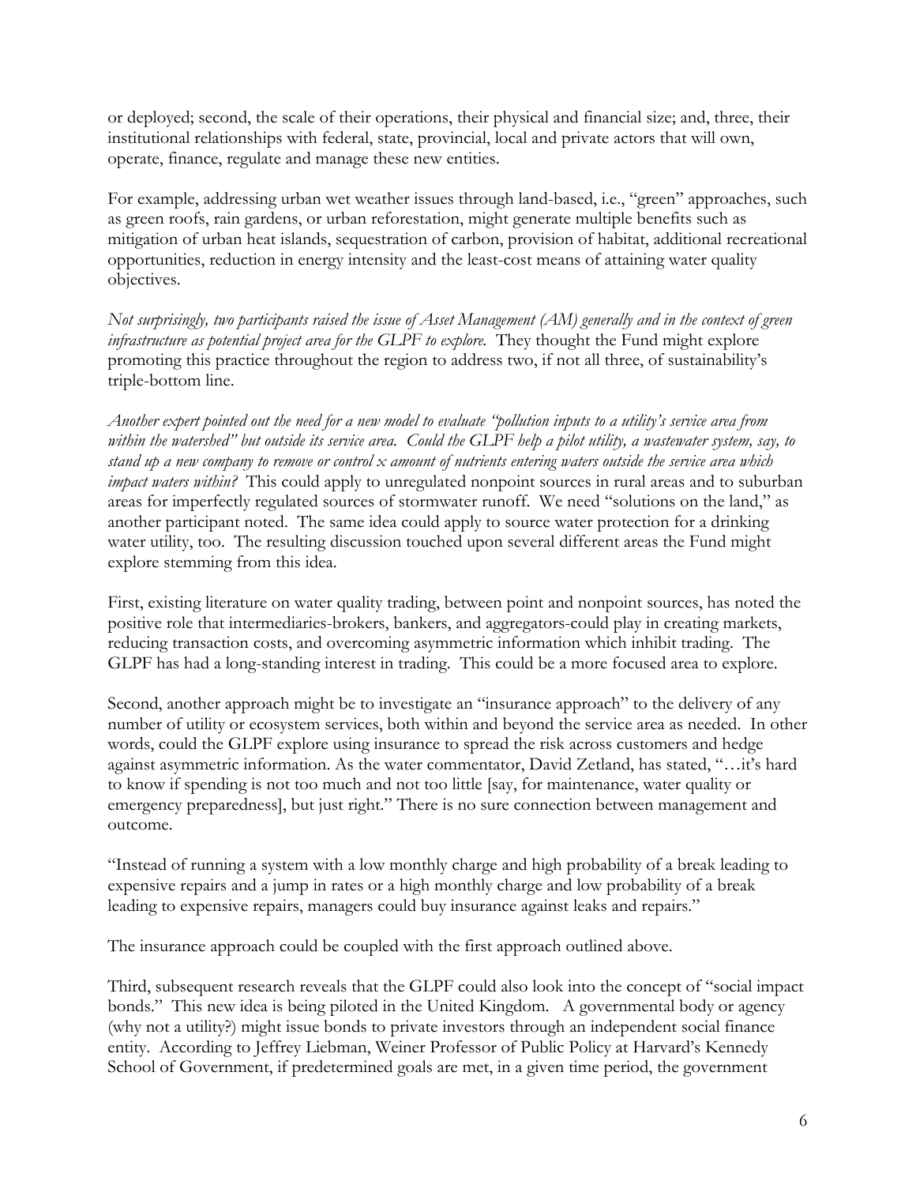or deployed; second, the scale of their operations, their physical and financial size; and, three, their institutional relationships with federal, state, provincial, local and private actors that will own, operate, finance, regulate and manage these new entities.

For example, addressing urban wet weather issues through land-based, i.e., "green" approaches, such as green roofs, rain gardens, or urban reforestation, might generate multiple benefits such as mitigation of urban heat islands, sequestration of carbon, provision of habitat, additional recreational opportunities, reduction in energy intensity and the least-cost means of attaining water quality objectives.

*Not surprisingly, two participants raised the issue of Asset Management (AM) generally and in the context of green infrastructure as potential project area for the GLPF to explore.* They thought the Fund might explore promoting this practice throughout the region to address two, if not all three, of sustainability's triple-bottom line.

*Another expert pointed out the need for a new model to evaluate "pollution inputs to a utility's service area from within the watershed" but outside its service area. Could the GLPF help a pilot utility, a wastewater system, say, to stand up a new company to remove or control x amount of nutrients entering waters outside the service area which impact waters within?* This could apply to unregulated nonpoint sources in rural areas and to suburban areas for imperfectly regulated sources of stormwater runoff. We need "solutions on the land," as another participant noted. The same idea could apply to source water protection for a drinking water utility, too. The resulting discussion touched upon several different areas the Fund might explore stemming from this idea.

First, existing literature on water quality trading, between point and nonpoint sources, has noted the positive role that intermediaries-brokers, bankers, and aggregators-could play in creating markets, reducing transaction costs, and overcoming asymmetric information which inhibit trading. The GLPF has had a long-standing interest in trading. This could be a more focused area to explore.

Second, another approach might be to investigate an "insurance approach" to the delivery of any number of utility or ecosystem services, both within and beyond the service area as needed. In other words, could the GLPF explore using insurance to spread the risk across customers and hedge against asymmetric information. As the water commentator, David Zetland, has stated, "…it's hard to know if spending is not too much and not too little [say, for maintenance, water quality or emergency preparedness], but just right." There is no sure connection between management and outcome.

"Instead of running a system with a low monthly charge and high probability of a break leading to expensive repairs and a jump in rates or a high monthly charge and low probability of a break leading to expensive repairs, managers could buy insurance against leaks and repairs."

The insurance approach could be coupled with the first approach outlined above.

Third, subsequent research reveals that the GLPF could also look into the concept of "social impact bonds." This new idea is being piloted in the United Kingdom. A governmental body or agency (why not a utility?) might issue bonds to private investors through an independent social finance entity. According to Jeffrey Liebman, Weiner Professor of Public Policy at Harvard's Kennedy School of Government, if predetermined goals are met, in a given time period, the government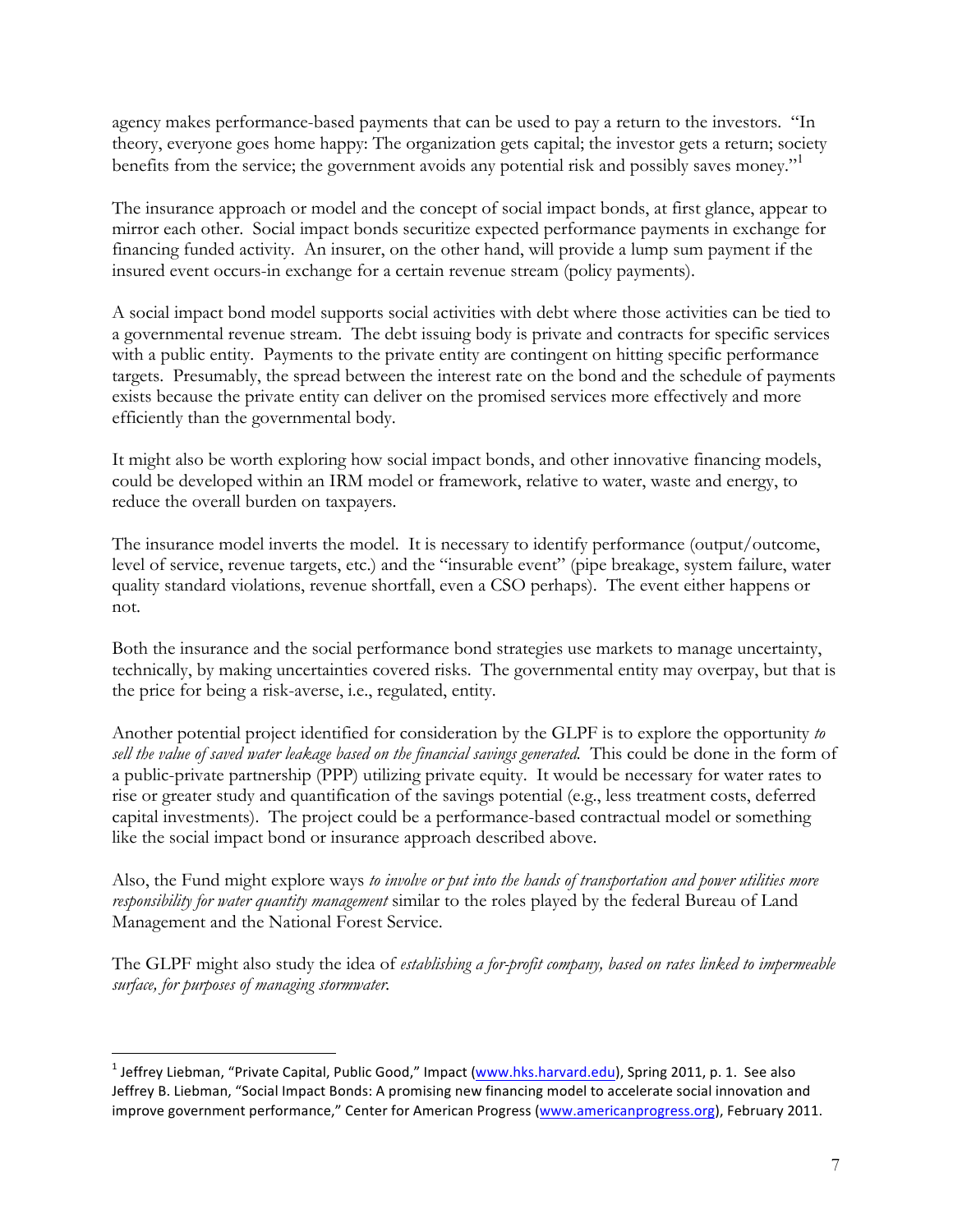agency makes performance-based payments that can be used to pay a return to the investors. "In theory, everyone goes home happy: The organization gets capital; the investor gets a return; society benefits from the service; the government avoids any potential risk and possibly saves money."[1]

The insurance approach or model and the concept of social impact bonds, at first glance, appear to mirror each other. Social impact bonds securitize expected performance payments in exchange for financing funded activity. An insurer, on the other hand, will provide a lump sum payment if the insured event occurs-in exchange for a certain revenue stream (policy payments).

A social impact bond model supports social activities with debt where those activities can be tied to a governmental revenue stream. The debt issuing body is private and contracts for specific services with a public entity. Payments to the private entity are contingent on hitting specific performance targets. Presumably, the spread between the interest rate on the bond and the schedule of payments exists because the private entity can deliver on the promised services more effectively and more efficiently than the governmental body.

It might also be worth exploring how social impact bonds, and other innovative financing models, could be developed within an IRM model or framework, relative to water, waste and energy, to reduce the overall burden on taxpayers.

The insurance model inverts the model. It is necessary to identify performance (output/outcome, level of service, revenue targets, etc.) and the "insurable event" (pipe breakage, system failure, water quality standard violations, revenue shortfall, even a CSO perhaps). The event either happens or not.

Both the insurance and the social performance bond strategies use markets to manage uncertainty, technically, by making uncertainties covered risks. The governmental entity may overpay, but that is the price for being a risk-averse, i.e., regulated, entity.

Another potential project identified for consideration by the GLPF is to explore the opportunity *to sell the value of saved water leakage based on the financial savings generated*. This could be done in the form of a public-private partnership (PPP) utilizing private equity. It would be necessary for water rates to rise or greater study and quantification of the savings potential (e.g., less treatment costs, deferred capital investments). The project could be a performance-based contractual model or something like the social impact bond or insurance approach described above.

Also, the Fund might explore ways *to involve or put into the hands of transportation and power utilities more responsibility for water quantity management* similar to the roles played by the federal Bureau of Land Management and the National Forest Service.

The GLPF might also study the idea of *establishing a for-profit company, based on rates linked to impermeable surface, for purposes of managing stormwater.*

---

[1] Jeffrey Liebman, "Private Capital, Public Good," Impact (www.hks.harvard.edu), Spring 2011, p. 1. See also Jeffrey B. Liebman, "Social Impact Bonds: A promising new financing model to accelerate social innovation and improve government performance," Center for American Progress (www.americanprogress.org), February 2011.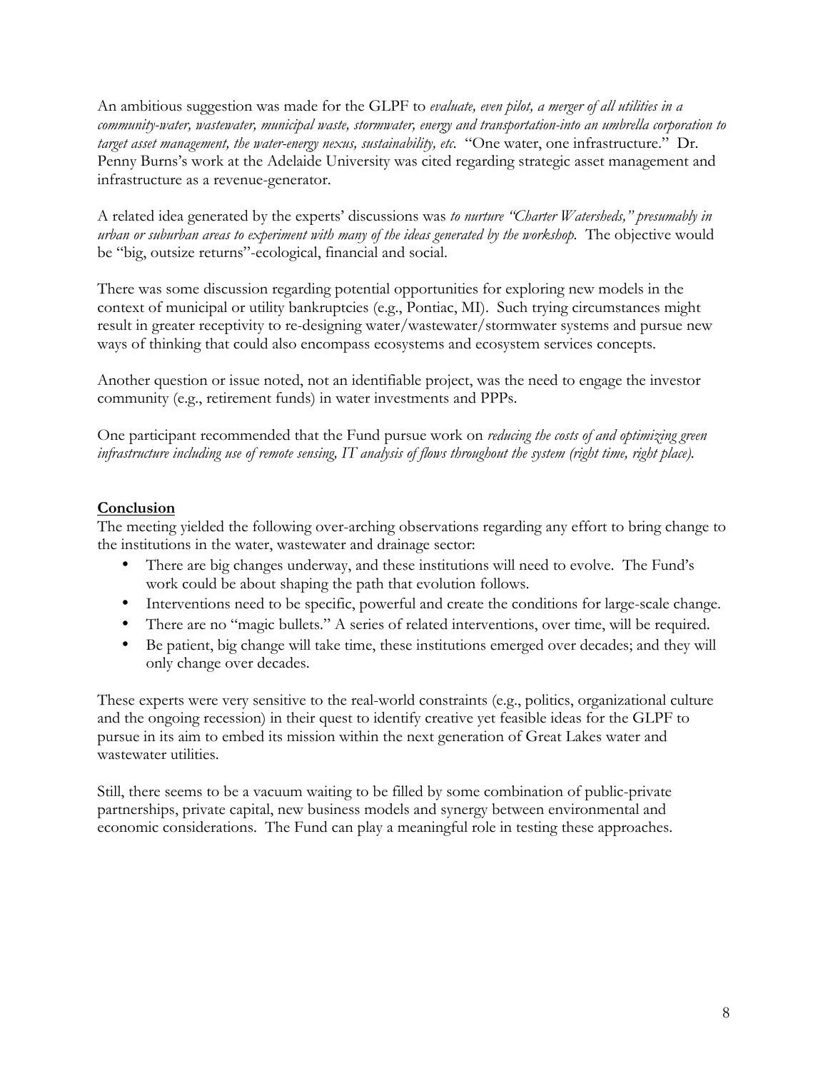An ambitious suggestion was made for the GLPF to *evaluate, even pilot, a merger of all utilities in a community-water, wastewater, municipal waste, stormwater, energy and transportation-into an umbrella corporation to target asset management, the water-energy nexus, sustainability, etc.* "One water, one infrastructure." Dr. Penny Burns's work at the Adelaide University was cited regarding strategic asset management and infrastructure as a revenue-generator.

A related idea generated by the experts' discussions was *to nurture "Charter Watersheds," presumably in urban or suburban areas to experiment with many of the ideas generated by the workshop.* The objective would be "big, outsize returns"-ecological, financial and social.

There was some discussion regarding potential opportunities for exploring new models in the context of municipal or utility bankruptcies (e.g., Pontiac, MI). Such trying circumstances might result in greater receptivity to re-designing water/wastewater/stormwater systems and pursue new ways of thinking that could also encompass ecosystems and ecosystem services concepts.

Another question or issue noted, not an identifiable project, was the need to engage the investor community (e.g., retirement funds) in water investments and PPPs.

One participant recommended that the Fund pursue work on *reducing the costs of and optimizing green infrastructure including use of remote sensing, IT analysis of flows throughout the system (right time, right place).*

## Conclusion

The meeting yielded the following over-arching observations regarding any effort to bring change to the institutions in the water, wastewater and drainage sector:

- There are big changes underway, and these institutions will need to evolve. The Fund's work could be about shaping the path that evolution follows.
- Interventions need to be specific, powerful and create the conditions for large-scale change.
- There are no "magic bullets." A series of related interventions, over time, will be required.
- Be patient, big change will take time, these institutions emerged over decades; and they will only change over decades.

These experts were very sensitive to the real-world constraints (e.g., politics, organizational culture and the ongoing recession) in their quest to identify creative yet feasible ideas for the GLPF to pursue in its aim to embed its mission within the next generation of Great Lakes water and wastewater utilities.

Still, there seems to be a vacuum waiting to be filled by some combination of public-private partnerships, private capital, new business models and synergy between environmental and economic considerations. The Fund can play a meaningful role in testing these approaches.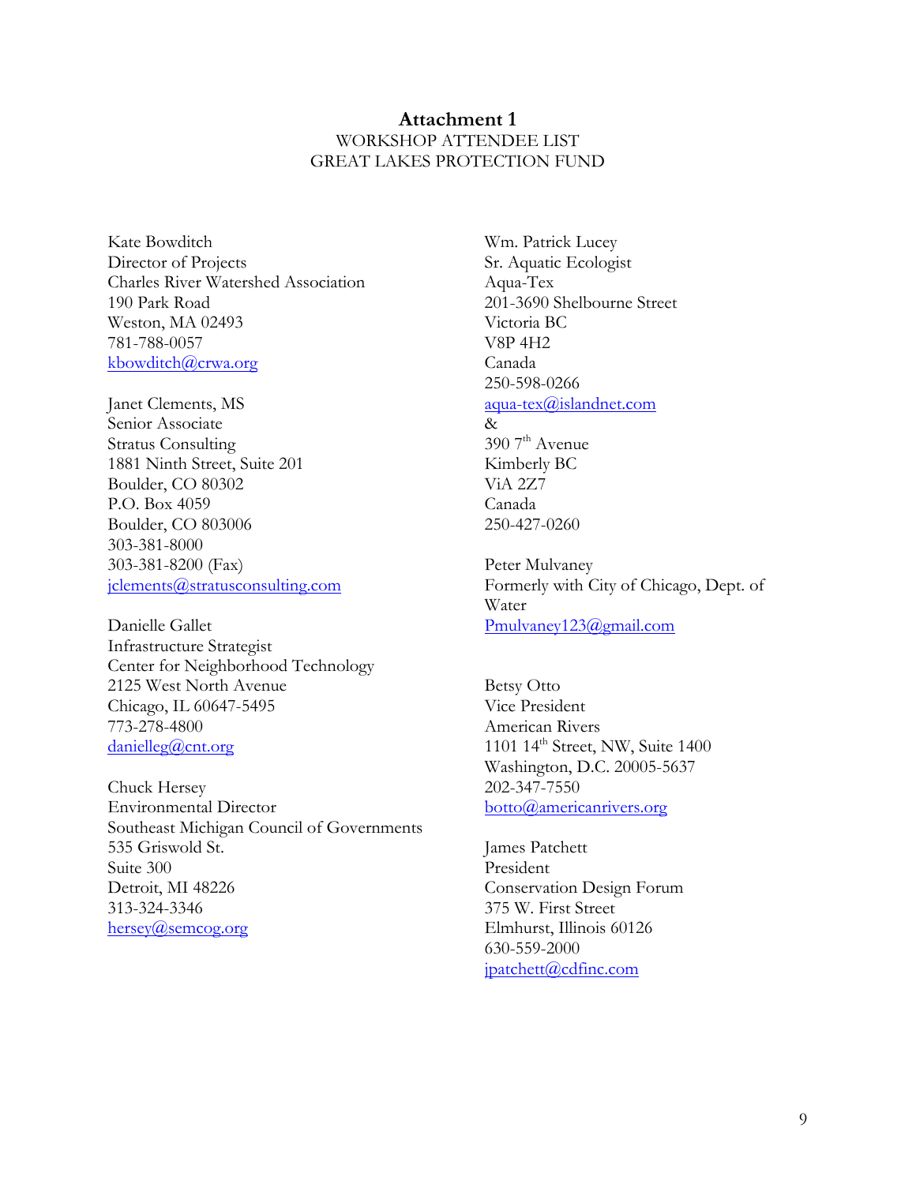**Attachment 1**

WORKSHOP ATTENDEE LIST
GREAT LAKES PROTECTION FUND

Kate Bowditch
Director of Projects
Charles River Watershed Association
190 Park Road
Weston, MA 02493
781-788-0057
kbowditch@crwa.org

Janet Clements, MS
Senior Associate
Stratus Consulting
1881 Ninth Street, Suite 201
Boulder, CO 80302
P.O. Box 4059
Boulder, CO 803006
303-381-8000
303-381-8200 (Fax)
jclements@stratusconsulting.com

Danielle Gallet
Infrastructure Strategist
Center for Neighborhood Technology
2125 West North Avenue
Chicago, IL 60647-5495
773-278-4800
danielleg@cnt.org

Chuck Hersey
Environmental Director
Southeast Michigan Council of Governments
535 Griswold St.
Suite 300
Detroit, MI 48226
313-324-3346
hersey@semcog.org

Wm. Patrick Lucey
Sr. Aquatic Ecologist
Aqua-Tex
201-3690 Shelbourne Street
Victoria BC
V8P 4H2
Canada
250-598-0266
aqua-tex@islandnet.com
&
390 7th Avenue
Kimberly BC
ViA 2Z7
Canada
250-427-0260

Peter Mulvaney
Formerly with City of Chicago, Dept. of Water
Pmulvaney123@gmail.com

Betsy Otto
Vice President
American Rivers
1101 14th Street, NW, Suite 1400
Washington, D.C. 20005-5637
202-347-7550
botto@americanrivers.org

James Patchett
President
Conservation Design Forum
375 W. First Street
Elmhurst, Illinois 60126
630-559-2000
jpatchett@cdfinc.com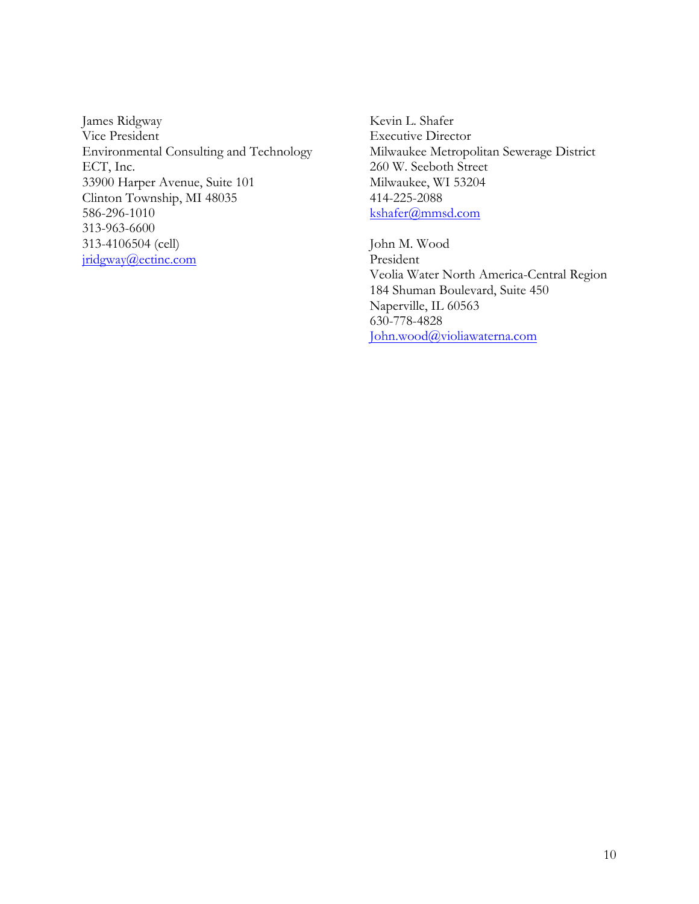James Ridgway  
Vice President  
Environmental Consulting and Technology  
ECT, Inc.  
33900 Harper Avenue, Suite 101  
Clinton Township, MI 48035  
586-296-1010  
313-963-6600  
313-4106504 (cell)  
jridgway@ectinc.com

Kevin L. Shafer  
Executive Director  
Milwaukee Metropolitan Sewerage District  
260 W. Seeboth Street  
Milwaukee, WI 53204  
414-225-2088  
kshafer@mmsd.com

John M. Wood  
President  
Veolia Water North America-Central Region  
184 Shuman Boulevard, Suite 450  
Naperville, IL 60563  
630-778-4828  
John.wood@violiawaterna.com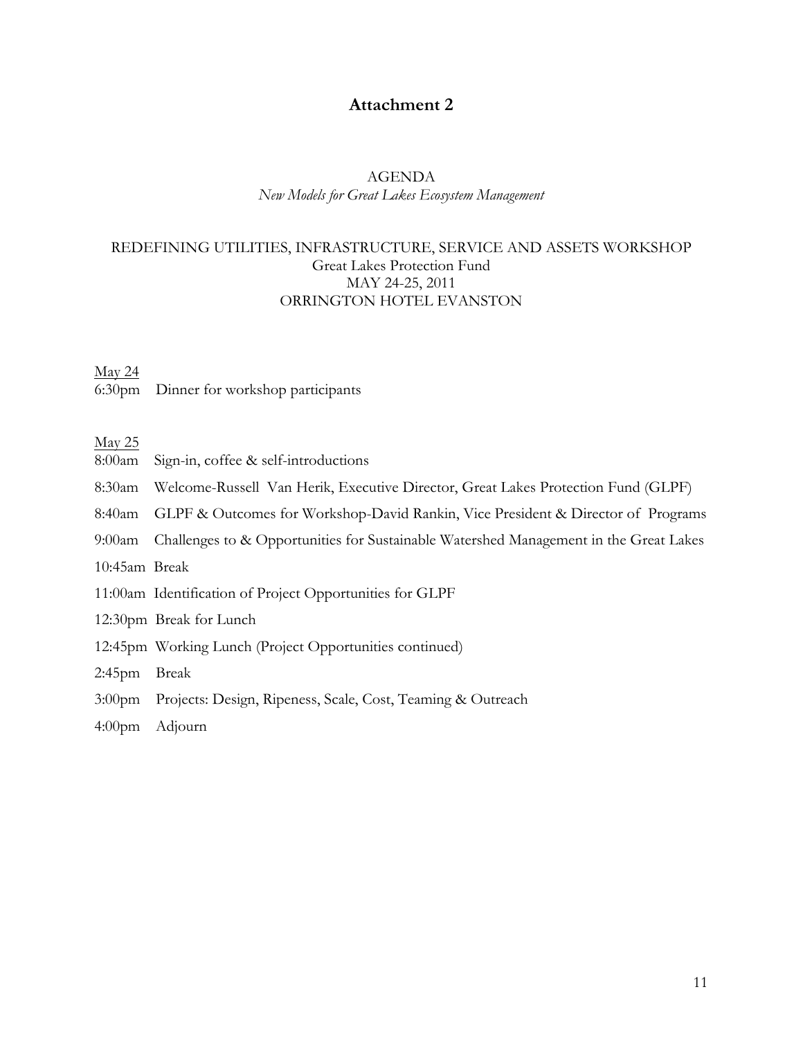# Attachment 2

AGENDA

*New Models for Great Lakes Ecosystem Management*

REDEFINING UTILITIES, INFRASTRUCTURE, SERVICE AND ASSETS WORKSHOP
Great Lakes Protection Fund
MAY 24-25, 2011
ORRINGTON HOTEL EVANSTON

<u>May 24</u>

6:30pm Dinner for workshop participants

<u>May 25</u>

8:00am Sign-in, coffee & self-introductions

8:30am Welcome-Russell Van Herik, Executive Director, Great Lakes Protection Fund (GLPF)

8:40am GLPF & Outcomes for Workshop-David Rankin, Vice President & Director of Programs

9:00am Challenges to & Opportunities for Sustainable Watershed Management in the Great Lakes

10:45am Break

11:00am Identification of Project Opportunities for GLPF

12:30pm Break for Lunch

12:45pm Working Lunch (Project Opportunities continued)

2:45pm Break

3:00pm Projects: Design, Ripeness, Scale, Cost, Teaming & Outreach

4:00pm Adjourn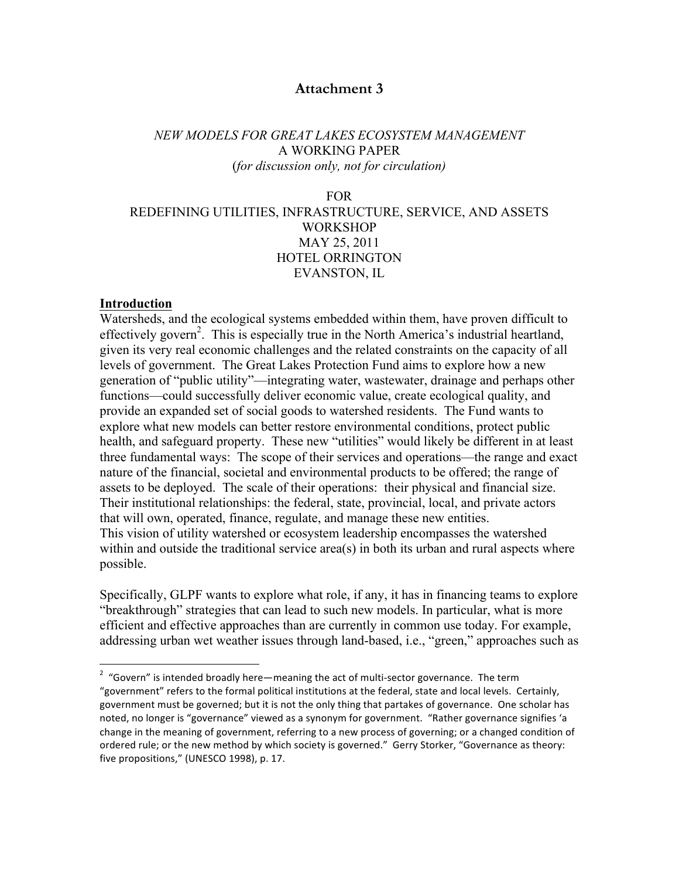# Attachment 3

*NEW MODELS FOR GREAT LAKES ECOSYSTEM MANAGEMENT*
A WORKING PAPER
(*for discussion only, not for circulation)*

FOR
REDEFINING UTILITIES, INFRASTRUCTURE, SERVICE, AND ASSETS
WORKSHOP
MAY 25, 2011
HOTEL ORRINGTON
EVANSTON, IL

**Introduction**

Watersheds, and the ecological systems embedded within them, have proven difficult to effectively govern[2]. This is especially true in the North America's industrial heartland, given its very real economic challenges and the related constraints on the capacity of all levels of government. The Great Lakes Protection Fund aims to explore how a new generation of "public utility"—integrating water, wastewater, drainage and perhaps other functions—could successfully deliver economic value, create ecological quality, and provide an expanded set of social goods to watershed residents. The Fund wants to explore what new models can better restore environmental conditions, protect public health, and safeguard property. These new "utilities" would likely be different in at least three fundamental ways: The scope of their services and operations—the range and exact nature of the financial, societal and environmental products to be offered; the range of assets to be deployed. The scale of their operations: their physical and financial size. Their institutional relationships: the federal, state, provincial, local, and private actors that will own, operated, finance, regulate, and manage these new entities.
This vision of utility watershed or ecosystem leadership encompasses the watershed within and outside the traditional service area(s) in both its urban and rural aspects where possible.

Specifically, GLPF wants to explore what role, if any, it has in financing teams to explore "breakthrough" strategies that can lead to such new models. In particular, what is more efficient and effective approaches than are currently in common use today. For example, addressing urban wet weather issues through land-based, i.e., "green," approaches such as

[2] "Govern" is intended broadly here—meaning the act of multi-sector governance. The term "government" refers to the formal political institutions at the federal, state and local levels. Certainly, government must be governed; but it is not the only thing that partakes of governance. One scholar has noted, no longer is "governance" viewed as a synonym for government. "Rather governance signifies 'a change in the meaning of government, referring to a new process of governing; or a changed condition of ordered rule; or the new method by which society is governed." Gerry Storker, "Governance as theory: five propositions," (UNESCO 1998), p. 17.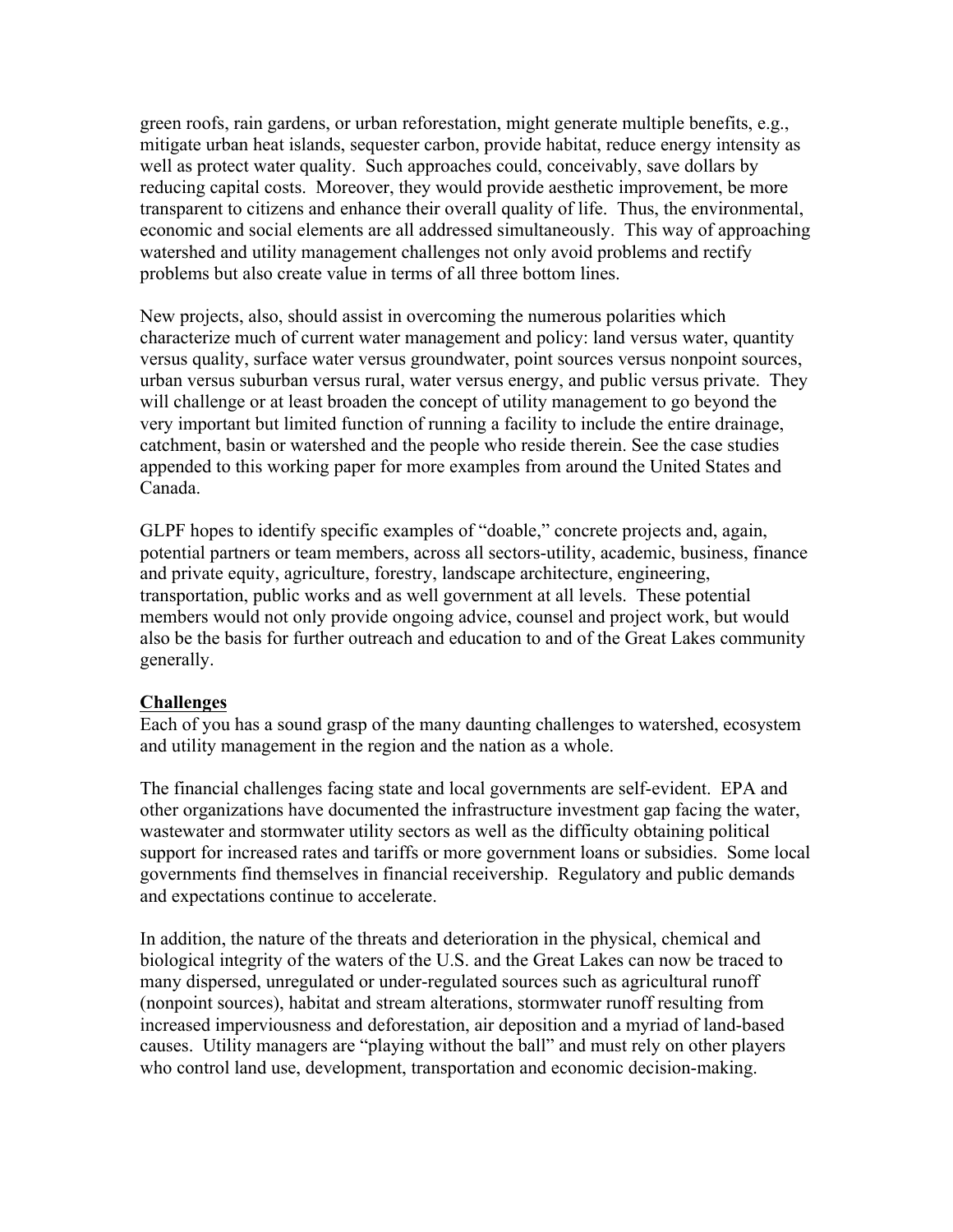green roofs, rain gardens, or urban reforestation, might generate multiple benefits, e.g., mitigate urban heat islands, sequester carbon, provide habitat, reduce energy intensity as well as protect water quality. Such approaches could, conceivably, save dollars by reducing capital costs. Moreover, they would provide aesthetic improvement, be more transparent to citizens and enhance their overall quality of life. Thus, the environmental, economic and social elements are all addressed simultaneously. This way of approaching watershed and utility management challenges not only avoid problems and rectify problems but also create value in terms of all three bottom lines.

New projects, also, should assist in overcoming the numerous polarities which characterize much of current water management and policy: land versus water, quantity versus quality, surface water versus groundwater, point sources versus nonpoint sources, urban versus suburban versus rural, water versus energy, and public versus private. They will challenge or at least broaden the concept of utility management to go beyond the very important but limited function of running a facility to include the entire drainage, catchment, basin or watershed and the people who reside therein. See the case studies appended to this working paper for more examples from around the United States and Canada.

GLPF hopes to identify specific examples of "doable," concrete projects and, again, potential partners or team members, across all sectors-utility, academic, business, finance and private equity, agriculture, forestry, landscape architecture, engineering, transportation, public works and as well government at all levels. These potential members would not only provide ongoing advice, counsel and project work, but would also be the basis for further outreach and education to and of the Great Lakes community generally.

## Challenges

Each of you has a sound grasp of the many daunting challenges to watershed, ecosystem and utility management in the region and the nation as a whole.

The financial challenges facing state and local governments are self-evident. EPA and other organizations have documented the infrastructure investment gap facing the water, wastewater and stormwater utility sectors as well as the difficulty obtaining political support for increased rates and tariffs or more government loans or subsidies. Some local governments find themselves in financial receivership. Regulatory and public demands and expectations continue to accelerate.

In addition, the nature of the threats and deterioration in the physical, chemical and biological integrity of the waters of the U.S. and the Great Lakes can now be traced to many dispersed, unregulated or under-regulated sources such as agricultural runoff (nonpoint sources), habitat and stream alterations, stormwater runoff resulting from increased imperviousness and deforestation, air deposition and a myriad of land-based causes. Utility managers are "playing without the ball" and must rely on other players who control land use, development, transportation and economic decision-making.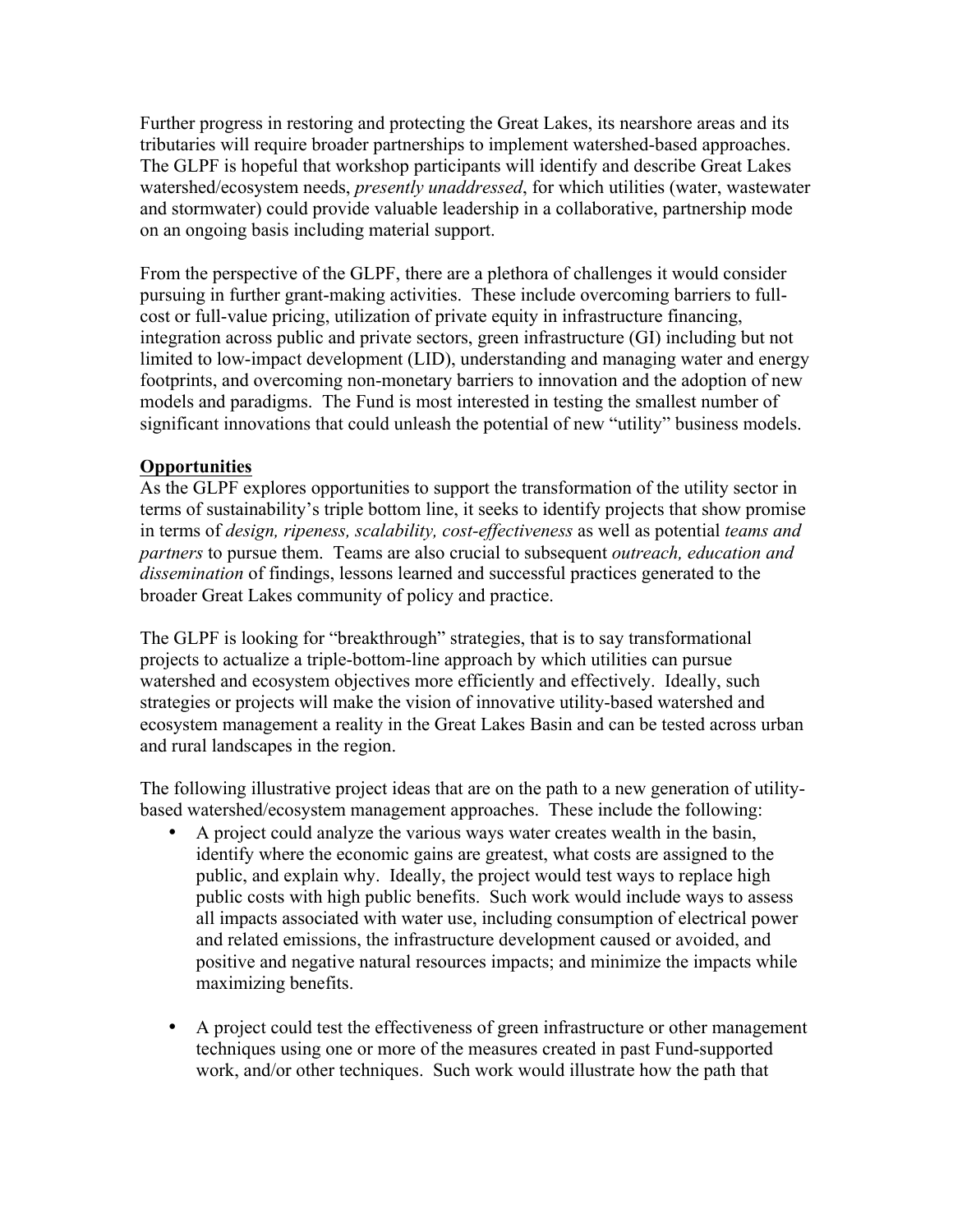Further progress in restoring and protecting the Great Lakes, its nearshore areas and its tributaries will require broader partnerships to implement watershed-based approaches. The GLPF is hopeful that workshop participants will identify and describe Great Lakes watershed/ecosystem needs, *presently unaddressed*, for which utilities (water, wastewater and stormwater) could provide valuable leadership in a collaborative, partnership mode on an ongoing basis including material support.

From the perspective of the GLPF, there are a plethora of challenges it would consider pursuing in further grant-making activities. These include overcoming barriers to full-cost or full-value pricing, utilization of private equity in infrastructure financing, integration across public and private sectors, green infrastructure (GI) including but not limited to low-impact development (LID), understanding and managing water and energy footprints, and overcoming non-monetary barriers to innovation and the adoption of new models and paradigms. The Fund is most interested in testing the smallest number of significant innovations that could unleash the potential of new "utility" business models.

**Opportunities**

As the GLPF explores opportunities to support the transformation of the utility sector in terms of sustainability's triple bottom line, it seeks to identify projects that show promise in terms of *design, ripeness, scalability, cost-effectiveness* as well as potential *teams and partners* to pursue them. Teams are also crucial to subsequent *outreach, education and dissemination* of findings, lessons learned and successful practices generated to the broader Great Lakes community of policy and practice.

The GLPF is looking for "breakthrough" strategies, that is to say transformational projects to actualize a triple-bottom-line approach by which utilities can pursue watershed and ecosystem objectives more efficiently and effectively. Ideally, such strategies or projects will make the vision of innovative utility-based watershed and ecosystem management a reality in the Great Lakes Basin and can be tested across urban and rural landscapes in the region.

The following illustrative project ideas that are on the path to a new generation of utility-based watershed/ecosystem management approaches. These include the following:

- A project could analyze the various ways water creates wealth in the basin, identify where the economic gains are greatest, what costs are assigned to the public, and explain why. Ideally, the project would test ways to replace high public costs with high public benefits. Such work would include ways to assess all impacts associated with water use, including consumption of electrical power and related emissions, the infrastructure development caused or avoided, and positive and negative natural resources impacts; and minimize the impacts while maximizing benefits.

- A project could test the effectiveness of green infrastructure or other management techniques using one or more of the measures created in past Fund-supported work, and/or other techniques. Such work would illustrate how the path that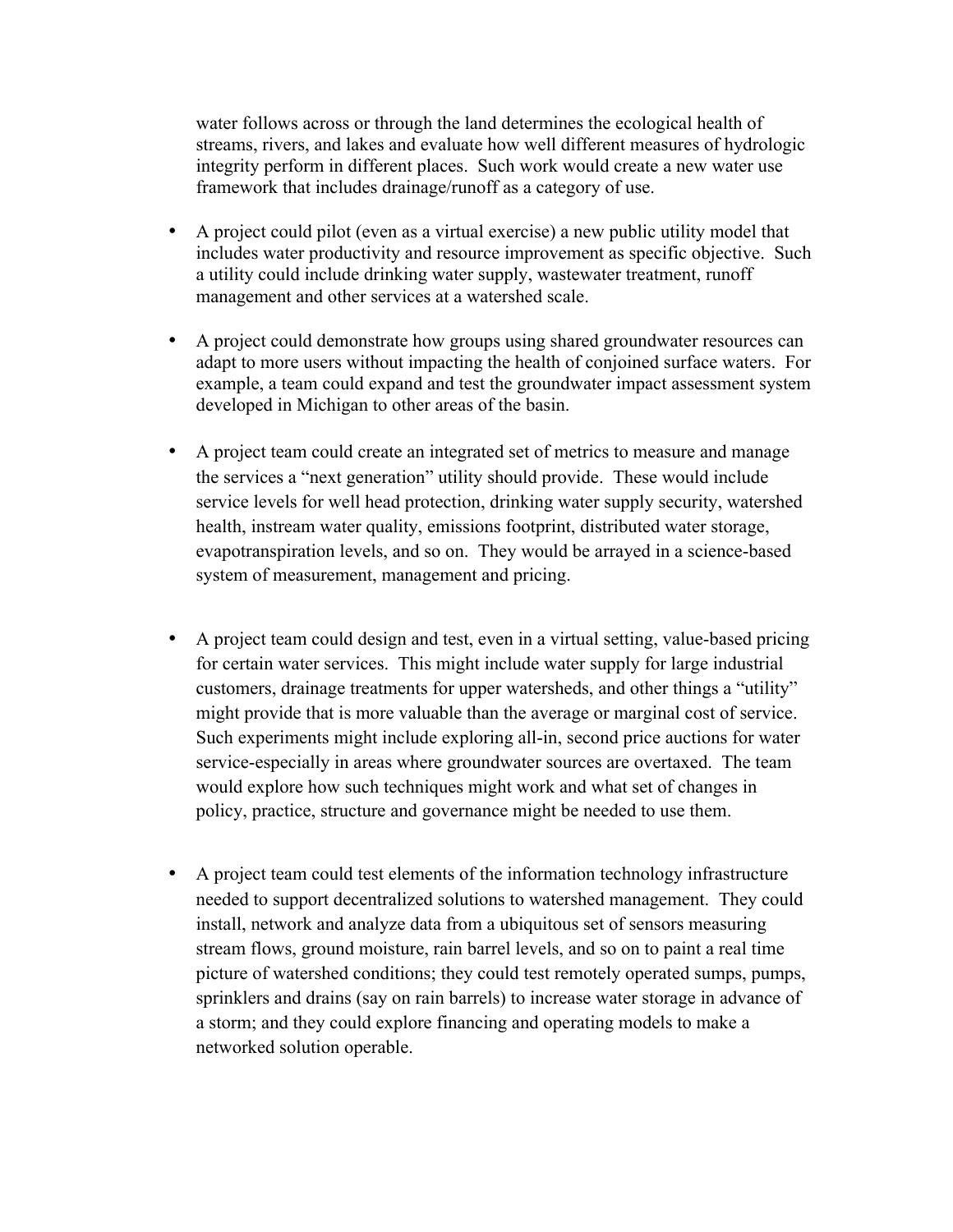water follows across or through the land determines the ecological health of streams, rivers, and lakes and evaluate how well different measures of hydrologic integrity perform in different places. Such work would create a new water use framework that includes drainage/runoff as a category of use.

- A project could pilot (even as a virtual exercise) a new public utility model that includes water productivity and resource improvement as specific objective. Such a utility could include drinking water supply, wastewater treatment, runoff management and other services at a watershed scale.

- A project could demonstrate how groups using shared groundwater resources can adapt to more users without impacting the health of conjoined surface waters. For example, a team could expand and test the groundwater impact assessment system developed in Michigan to other areas of the basin.

- A project team could create an integrated set of metrics to measure and manage the services a "next generation" utility should provide. These would include service levels for well head protection, drinking water supply security, watershed health, instream water quality, emissions footprint, distributed water storage, evapotranspiration levels, and so on. They would be arrayed in a science-based system of measurement, management and pricing.

- A project team could design and test, even in a virtual setting, value-based pricing for certain water services. This might include water supply for large industrial customers, drainage treatments for upper watersheds, and other things a "utility" might provide that is more valuable than the average or marginal cost of service. Such experiments might include exploring all-in, second price auctions for water service-especially in areas where groundwater sources are overtaxed. The team would explore how such techniques might work and what set of changes in policy, practice, structure and governance might be needed to use them.

- A project team could test elements of the information technology infrastructure needed to support decentralized solutions to watershed management. They could install, network and analyze data from a ubiquitous set of sensors measuring stream flows, ground moisture, rain barrel levels, and so on to paint a real time picture of watershed conditions; they could test remotely operated sumps, pumps, sprinklers and drains (say on rain barrels) to increase water storage in advance of a storm; and they could explore financing and operating models to make a networked solution operable.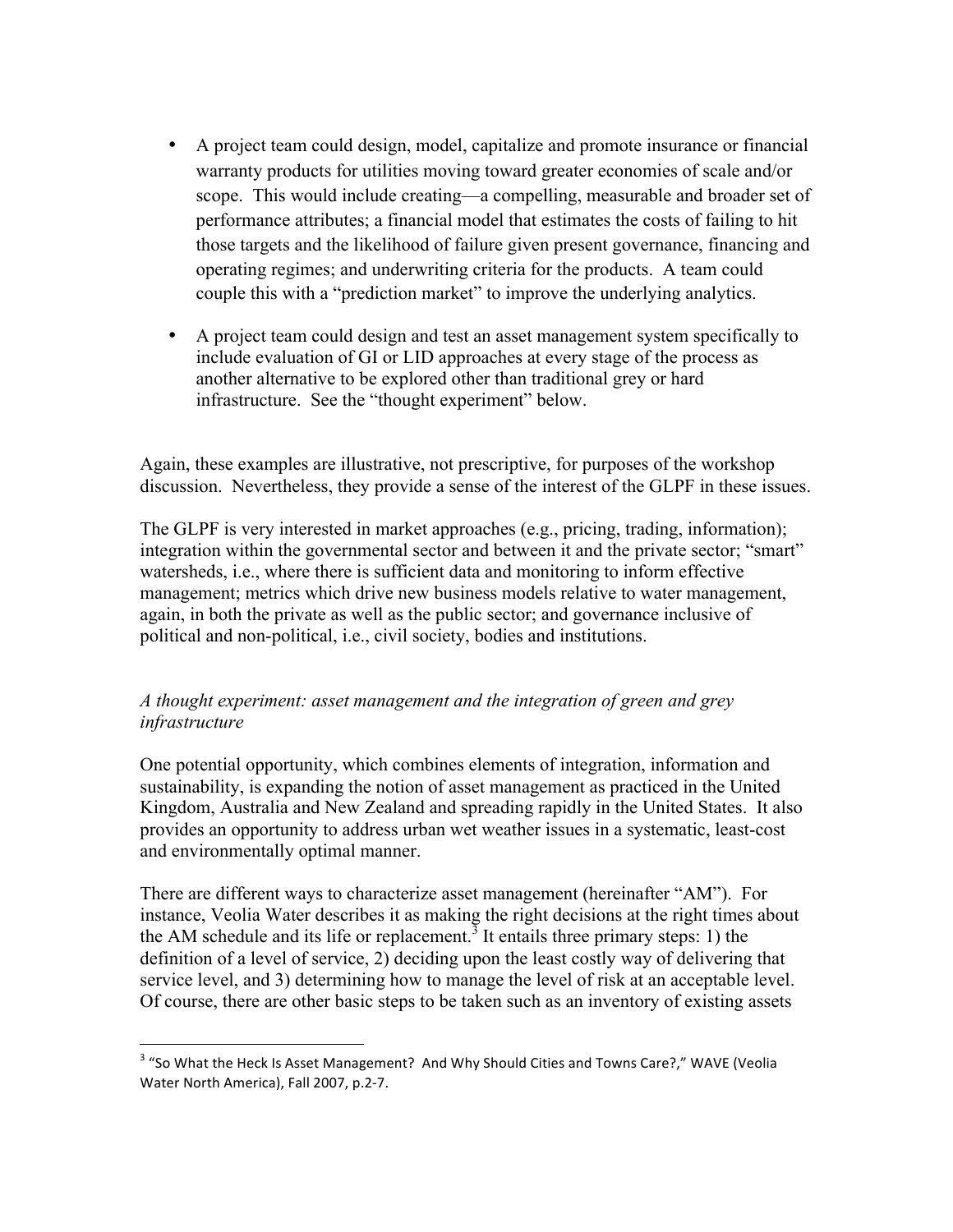- A project team could design, model, capitalize and promote insurance or financial warranty products for utilities moving toward greater economies of scale and/or scope. This would include creating—a compelling, measurable and broader set of performance attributes; a financial model that estimates the costs of failing to hit those targets and the likelihood of failure given present governance, financing and operating regimes; and underwriting criteria for the products. A team could couple this with a "prediction market" to improve the underlying analytics.

- A project team could design and test an asset management system specifically to include evaluation of GI or LID approaches at every stage of the process as another alternative to be explored other than traditional grey or hard infrastructure. See the "thought experiment" below.

Again, these examples are illustrative, not prescriptive, for purposes of the workshop discussion. Nevertheless, they provide a sense of the interest of the GLPF in these issues.

The GLPF is very interested in market approaches (e.g., pricing, trading, information); integration within the governmental sector and between it and the private sector; "smart" watersheds, i.e., where there is sufficient data and monitoring to inform effective management; metrics which drive new business models relative to water management, again, in both the private as well as the public sector; and governance inclusive of political and non-political, i.e., civil society, bodies and institutions.

*A thought experiment: asset management and the integration of green and grey infrastructure*

One potential opportunity, which combines elements of integration, information and sustainability, is expanding the notion of asset management as practiced in the United Kingdom, Australia and New Zealand and spreading rapidly in the United States. It also provides an opportunity to address urban wet weather issues in a systematic, least-cost and environmentally optimal manner.

There are different ways to characterize asset management (hereinafter "AM"). For instance, Veolia Water describes it as making the right decisions at the right times about the AM schedule and its life or replacement.[3] It entails three primary steps: 1) the definition of a level of service, 2) deciding upon the least costly way of delivering that service level, and 3) determining how to manage the level of risk at an acceptable level. Of course, there are other basic steps to be taken such as an inventory of existing assets

[3] "So What the Heck Is Asset Management? And Why Should Cities and Towns Care?," WAVE (Veolia Water North America), Fall 2007, p.2-7.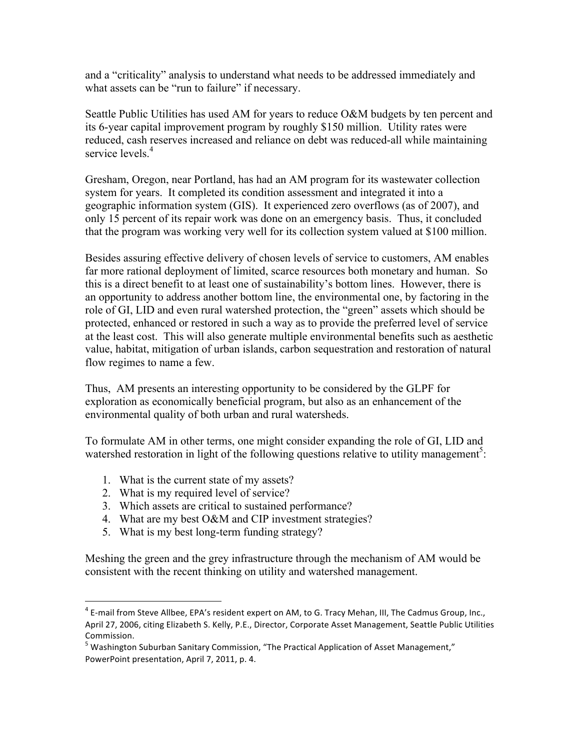and a "criticality" analysis to understand what needs to be addressed immediately and what assets can be "run to failure" if necessary.

Seattle Public Utilities has used AM for years to reduce O&M budgets by ten percent and its 6-year capital improvement program by roughly $150 million. Utility rates were reduced, cash reserves increased and reliance on debt was reduced-all while maintaining service levels.[4]

Gresham, Oregon, near Portland, has had an AM program for its wastewater collection system for years. It completed its condition assessment and integrated it into a geographic information system (GIS). It experienced zero overflows (as of 2007), and only 15 percent of its repair work was done on an emergency basis. Thus, it concluded that the program was working very well for its collection system valued at $100 million.

Besides assuring effective delivery of chosen levels of service to customers, AM enables far more rational deployment of limited, scarce resources both monetary and human. So this is a direct benefit to at least one of sustainability's bottom lines. However, there is an opportunity to address another bottom line, the environmental one, by factoring in the role of GI, LID and even rural watershed protection, the "green" assets which should be protected, enhanced or restored in such a way as to provide the preferred level of service at the least cost. This will also generate multiple environmental benefits such as aesthetic value, habitat, mitigation of urban islands, carbon sequestration and restoration of natural flow regimes to name a few.

Thus, AM presents an interesting opportunity to be considered by the GLPF for exploration as economically beneficial program, but also as an enhancement of the environmental quality of both urban and rural watersheds.

To formulate AM in other terms, one might consider expanding the role of GI, LID and watershed restoration in light of the following questions relative to utility management[5]:

1. What is the current state of my assets?
2. What is my required level of service?
3. Which assets are critical to sustained performance?
4. What are my best O&M and CIP investment strategies?
5. What is my best long-term funding strategy?

Meshing the green and the grey infrastructure through the mechanism of AM would be consistent with the recent thinking on utility and watershed management.

---

[4] E-mail from Steve Allbee, EPA's resident expert on AM, to G. Tracy Mehan, III, The Cadmus Group, Inc., April 27, 2006, citing Elizabeth S. Kelly, P.E., Director, Corporate Asset Management, Seattle Public Utilities Commission.

[5] Washington Suburban Sanitary Commission, "The Practical Application of Asset Management," PowerPoint presentation, April 7, 2011, p. 4.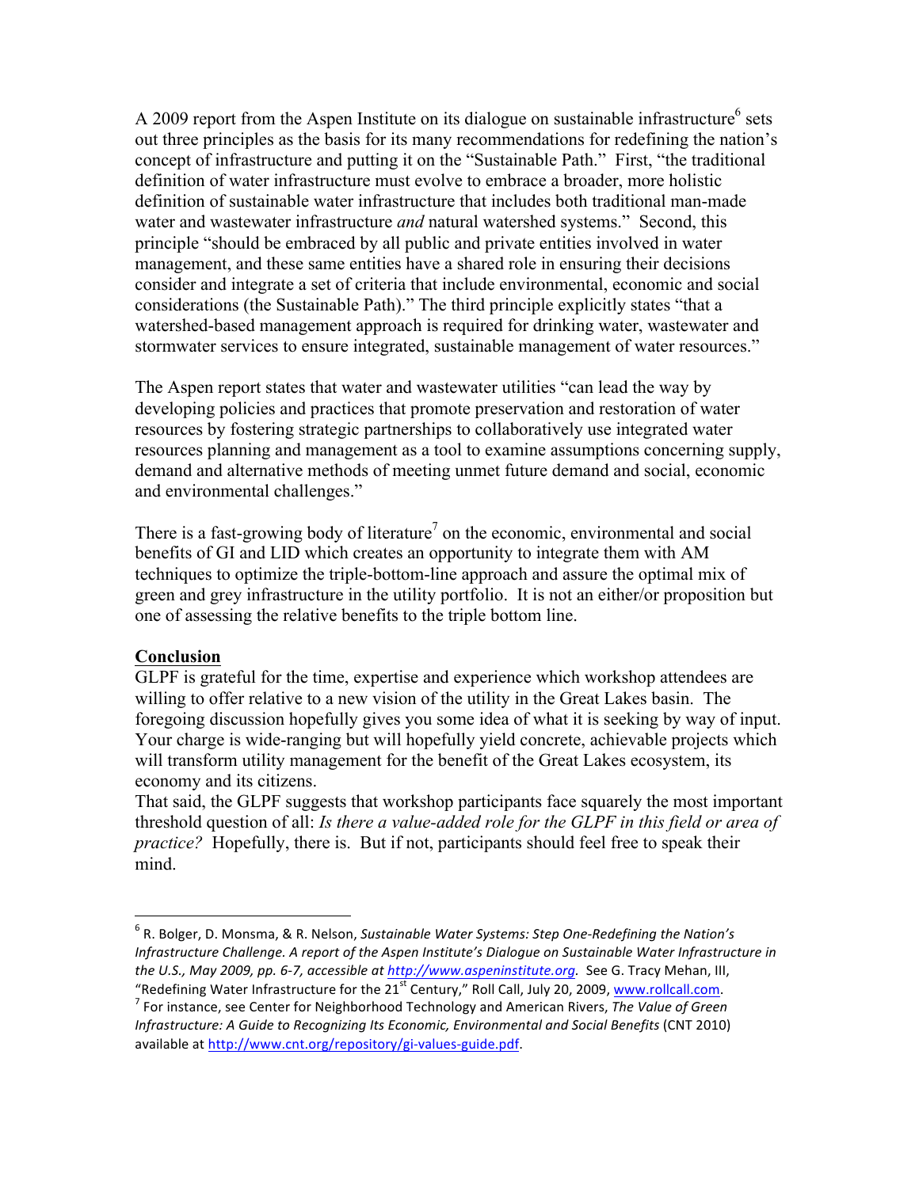A 2009 report from the Aspen Institute on its dialogue on sustainable infrastructure[6] sets out three principles as the basis for its many recommendations for redefining the nation's concept of infrastructure and putting it on the "Sustainable Path." First, "the traditional definition of water infrastructure must evolve to embrace a broader, more holistic definition of sustainable water infrastructure that includes both traditional man-made water and wastewater infrastructure *and* natural watershed systems." Second, this principle "should be embraced by all public and private entities involved in water management, and these same entities have a shared role in ensuring their decisions consider and integrate a set of criteria that include environmental, economic and social considerations (the Sustainable Path)." The third principle explicitly states "that a watershed-based management approach is required for drinking water, wastewater and stormwater services to ensure integrated, sustainable management of water resources."

The Aspen report states that water and wastewater utilities "can lead the way by developing policies and practices that promote preservation and restoration of water resources by fostering strategic partnerships to collaboratively use integrated water resources planning and management as a tool to examine assumptions concerning supply, demand and alternative methods of meeting unmet future demand and social, economic and environmental challenges."

There is a fast-growing body of literature[7] on the economic, environmental and social benefits of GI and LID which creates an opportunity to integrate them with AM techniques to optimize the triple-bottom-line approach and assure the optimal mix of green and grey infrastructure in the utility portfolio. It is not an either/or proposition but one of assessing the relative benefits to the triple bottom line.

**Conclusion**

GLPF is grateful for the time, expertise and experience which workshop attendees are willing to offer relative to a new vision of the utility in the Great Lakes basin. The foregoing discussion hopefully gives you some idea of what it is seeking by way of input. Your charge is wide-ranging but will hopefully yield concrete, achievable projects which will transform utility management for the benefit of the Great Lakes ecosystem, its economy and its citizens.

That said, the GLPF suggests that workshop participants face squarely the most important threshold question of all: *Is there a value-added role for the GLPF in this field or area of practice?* Hopefully, there is. But if not, participants should feel free to speak their mind.

---

[6] R. Bolger, D. Monsma, & R. Nelson, *Sustainable Water Systems: Step One-Redefining the Nation's Infrastructure Challenge. A report of the Aspen Institute's Dialogue on Sustainable Water Infrastructure in the U.S., May 2009, pp. 6-7, accessible at http://www.aspeninstitute.org*. See G. Tracy Mehan, III, "Redefining Water Infrastructure for the 21st Century," Roll Call, July 20, 2009, www.rollcall.com.

[7] For instance, see Center for Neighborhood Technology and American Rivers, *The Value of Green Infrastructure: A Guide to Recognizing Its Economic, Environmental and Social Benefits* (CNT 2010) available at http://www.cnt.org/repository/gi-values-guide.pdf.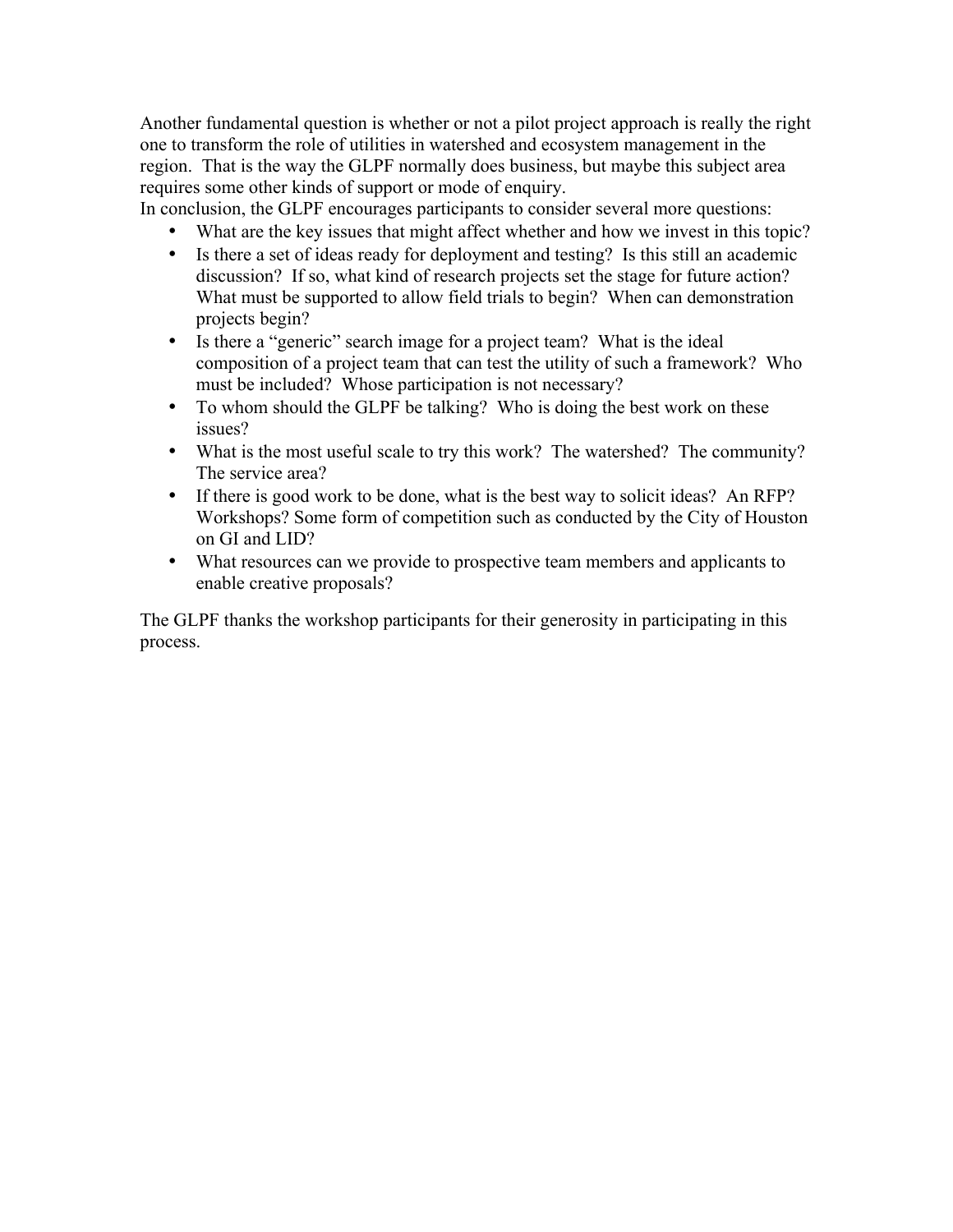Another fundamental question is whether or not a pilot project approach is really the right one to transform the role of utilities in watershed and ecosystem management in the region. That is the way the GLPF normally does business, but maybe this subject area requires some other kinds of support or mode of enquiry.

In conclusion, the GLPF encourages participants to consider several more questions:

- What are the key issues that might affect whether and how we invest in this topic?
- Is there a set of ideas ready for deployment and testing? Is this still an academic discussion? If so, what kind of research projects set the stage for future action? What must be supported to allow field trials to begin? When can demonstration projects begin?
- Is there a "generic" search image for a project team? What is the ideal composition of a project team that can test the utility of such a framework? Who must be included? Whose participation is not necessary?
- To whom should the GLPF be talking? Who is doing the best work on these issues?
- What is the most useful scale to try this work? The watershed? The community? The service area?
- If there is good work to be done, what is the best way to solicit ideas? An RFP? Workshops? Some form of competition such as conducted by the City of Houston on GI and LID?
- What resources can we provide to prospective team members and applicants to enable creative proposals?

The GLPF thanks the workshop participants for their generosity in participating in this process.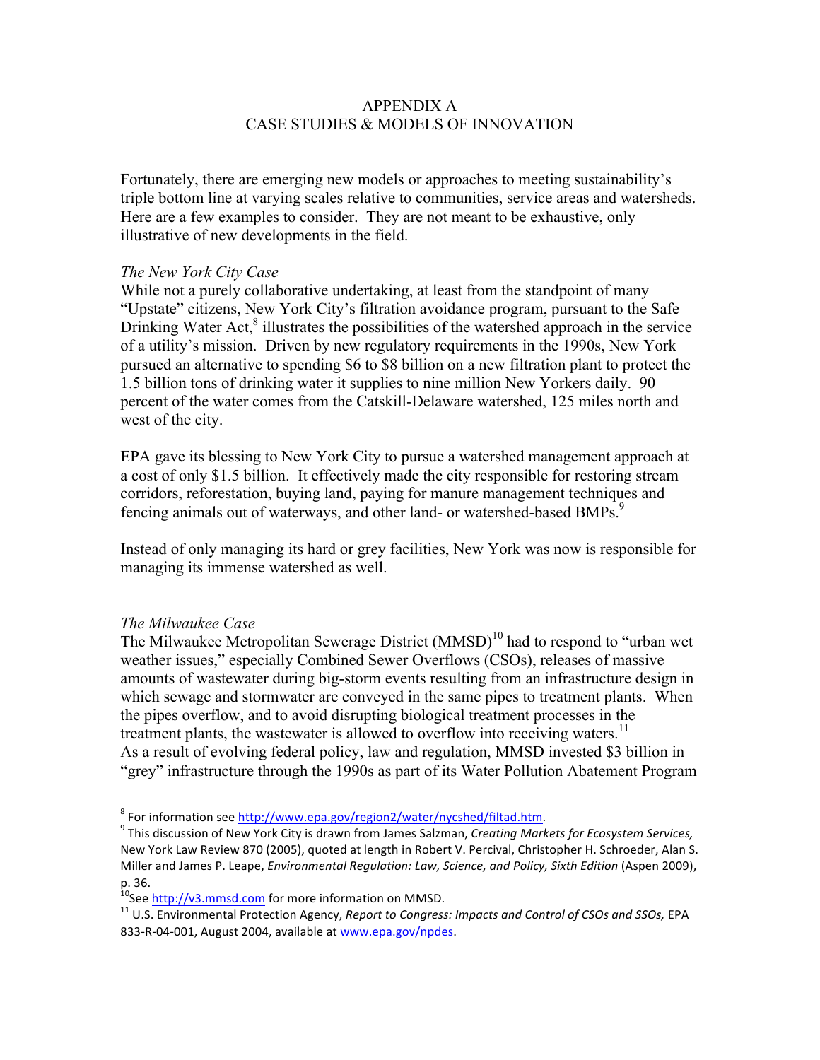# APPENDIX A
## CASE STUDIES & MODELS OF INNOVATION

Fortunately, there are emerging new models or approaches to meeting sustainability's triple bottom line at varying scales relative to communities, service areas and watersheds. Here are a few examples to consider. They are not meant to be exhaustive, only illustrative of new developments in the field.

*The New York City Case*

While not a purely collaborative undertaking, at least from the standpoint of many "Upstate" citizens, New York City's filtration avoidance program, pursuant to the Safe Drinking Water Act,[8] illustrates the possibilities of the watershed approach in the service of a utility's mission. Driven by new regulatory requirements in the 1990s, New York pursued an alternative to spending \$6 to \$8 billion on a new filtration plant to protect the 1.5 billion tons of drinking water it supplies to nine million New Yorkers daily. 90 percent of the water comes from the Catskill-Delaware watershed, 125 miles north and west of the city.

EPA gave its blessing to New York City to pursue a watershed management approach at a cost of only \$1.5 billion. It effectively made the city responsible for restoring stream corridors, reforestation, buying land, paying for manure management techniques and fencing animals out of waterways, and other land- or watershed-based BMPs.[9]

Instead of only managing its hard or grey facilities, New York was now is responsible for managing its immense watershed as well.

*The Milwaukee Case*

The Milwaukee Metropolitan Sewerage District (MMSD)[10] had to respond to "urban wet weather issues," especially Combined Sewer Overflows (CSOs), releases of massive amounts of wastewater during big-storm events resulting from an infrastructure design in which sewage and stormwater are conveyed in the same pipes to treatment plants. When the pipes overflow, and to avoid disrupting biological treatment processes in the treatment plants, the wastewater is allowed to overflow into receiving waters.[11]
As a result of evolving federal policy, law and regulation, MMSD invested \$3 billion in "grey" infrastructure through the 1990s as part of its Water Pollution Abatement Program

---

[8] For information see http://www.epa.gov/region2/water/nycshed/filtad.htm.

[9] This discussion of New York City is drawn from James Salzman, *Creating Markets for Ecosystem Services,* New York Law Review 870 (2005), quoted at length in Robert V. Percival, Christopher H. Schroeder, Alan S. Miller and James P. Leape, *Environmental Regulation: Law, Science, and Policy, Sixth Edition* (Aspen 2009), p. 36.

[10] See http://v3.mmsd.com for more information on MMSD.

[11] U.S. Environmental Protection Agency, *Report to Congress: Impacts and Control of CSOs and SSOs,* EPA 833-R-04-001, August 2004, available at www.epa.gov/npdes.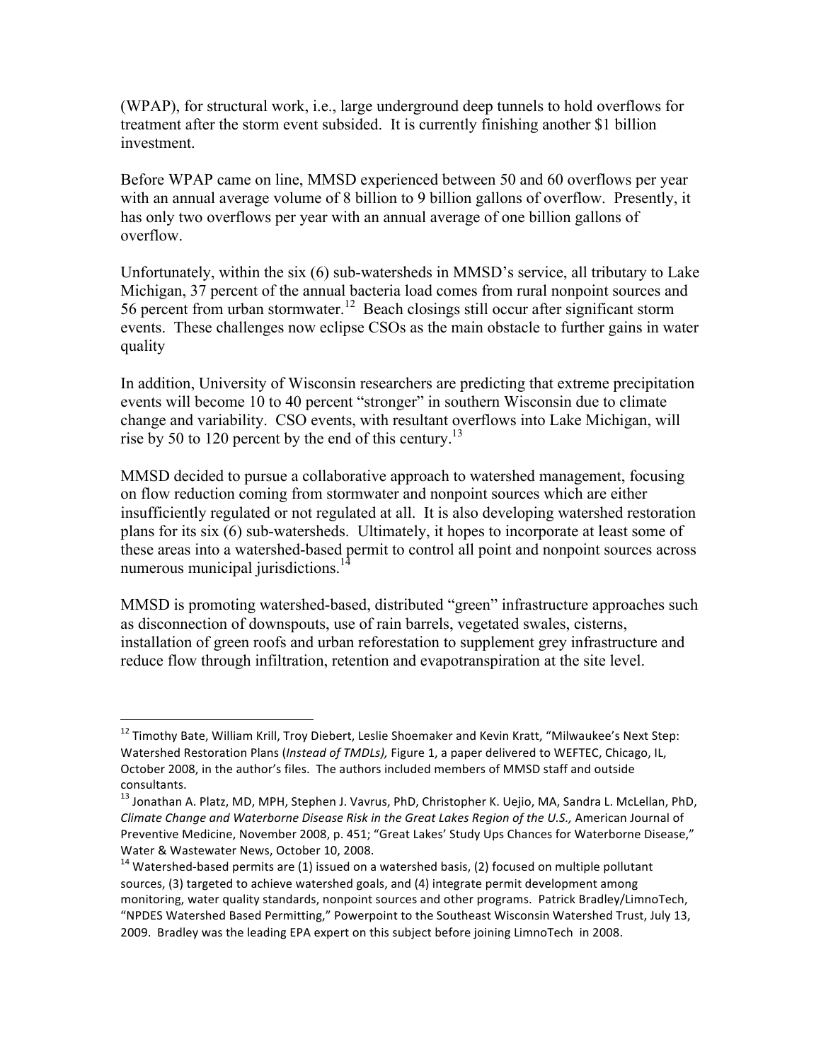(WPAP), for structural work, i.e., large underground deep tunnels to hold overflows for treatment after the storm event subsided. It is currently finishing another $1 billion investment.

Before WPAP came on line, MMSD experienced between 50 and 60 overflows per year with an annual average volume of 8 billion to 9 billion gallons of overflow. Presently, it has only two overflows per year with an annual average of one billion gallons of overflow.

Unfortunately, within the six (6) sub-watersheds in MMSD's service, all tributary to Lake Michigan, 37 percent of the annual bacteria load comes from rural nonpoint sources and 56 percent from urban stormwater.[12] Beach closings still occur after significant storm events. These challenges now eclipse CSOs as the main obstacle to further gains in water quality

In addition, University of Wisconsin researchers are predicting that extreme precipitation events will become 10 to 40 percent "stronger" in southern Wisconsin due to climate change and variability. CSO events, with resultant overflows into Lake Michigan, will rise by 50 to 120 percent by the end of this century.[13]

MMSD decided to pursue a collaborative approach to watershed management, focusing on flow reduction coming from stormwater and nonpoint sources which are either insufficiently regulated or not regulated at all. It is also developing watershed restoration plans for its six (6) sub-watersheds. Ultimately, it hopes to incorporate at least some of these areas into a watershed-based permit to control all point and nonpoint sources across numerous municipal jurisdictions.[14]

MMSD is promoting watershed-based, distributed "green" infrastructure approaches such as disconnection of downspouts, use of rain barrels, vegetated swales, cisterns, installation of green roofs and urban reforestation to supplement grey infrastructure and reduce flow through infiltration, retention and evapotranspiration at the site level.

---

[12] Timothy Bate, William Krill, Troy Diebert, Leslie Shoemaker and Kevin Kratt, "Milwaukee's Next Step: Watershed Restoration Plans (*Instead of TMDLs),* Figure 1, a paper delivered to WEFTEC, Chicago, IL, October 2008, in the author's files. The authors included members of MMSD staff and outside consultants.

[13] Jonathan A. Platz, MD, MPH, Stephen J. Vavrus, PhD, Christopher K. Uejio, MA, Sandra L. McLellan, PhD, *Climate Change and Waterborne Disease Risk in the Great Lakes Region of the U.S.,* American Journal of Preventive Medicine, November 2008, p. 451; "Great Lakes' Study Ups Chances for Waterborne Disease," Water & Wastewater News, October 10, 2008.

[14] Watershed-based permits are (1) issued on a watershed basis, (2) focused on multiple pollutant sources, (3) targeted to achieve watershed goals, and (4) integrate permit development among monitoring, water quality standards, nonpoint sources and other programs. Patrick Bradley/LimnoTech, "NPDES Watershed Based Permitting," Powerpoint to the Southeast Wisconsin Watershed Trust, July 13, 2009. Bradley was the leading EPA expert on this subject before joining LimnoTech in 2008.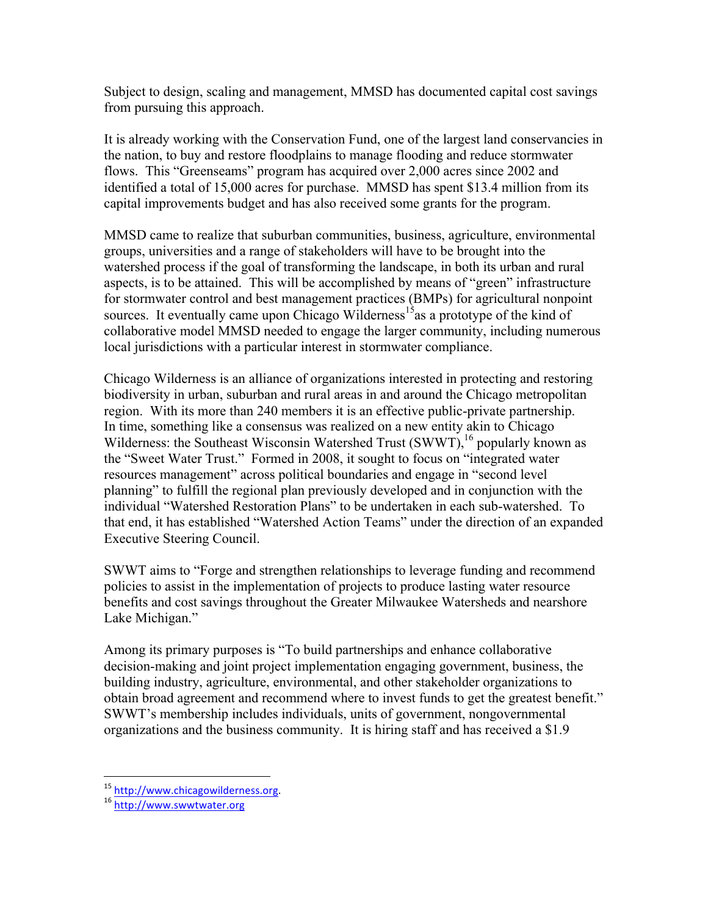Subject to design, scaling and management, MMSD has documented capital cost savings from pursuing this approach.

It is already working with the Conservation Fund, one of the largest land conservancies in the nation, to buy and restore floodplains to manage flooding and reduce stormwater flows. This "Greenseams" program has acquired over 2,000 acres since 2002 and identified a total of 15,000 acres for purchase. MMSD has spent $13.4 million from its capital improvements budget and has also received some grants for the program.

MMSD came to realize that suburban communities, business, agriculture, environmental groups, universities and a range of stakeholders will have to be brought into the watershed process if the goal of transforming the landscape, in both its urban and rural aspects, is to be attained. This will be accomplished by means of "green" infrastructure for stormwater control and best management practices (BMPs) for agricultural nonpoint sources. It eventually came upon Chicago Wilderness[15] as a prototype of the kind of collaborative model MMSD needed to engage the larger community, including numerous local jurisdictions with a particular interest in stormwater compliance.

Chicago Wilderness is an alliance of organizations interested in protecting and restoring biodiversity in urban, suburban and rural areas in and around the Chicago metropolitan region. With its more than 240 members it is an effective public-private partnership. In time, something like a consensus was realized on a new entity akin to Chicago Wilderness: the Southeast Wisconsin Watershed Trust (SWWT),[16] popularly known as the "Sweet Water Trust." Formed in 2008, it sought to focus on "integrated water resources management" across political boundaries and engage in "second level planning" to fulfill the regional plan previously developed and in conjunction with the individual "Watershed Restoration Plans" to be undertaken in each sub-watershed. To that end, it has established "Watershed Action Teams" under the direction of an expanded Executive Steering Council.

SWWT aims to "Forge and strengthen relationships to leverage funding and recommend policies to assist in the implementation of projects to produce lasting water resource benefits and cost savings throughout the Greater Milwaukee Watersheds and nearshore Lake Michigan."

Among its primary purposes is "To build partnerships and enhance collaborative decision-making and joint project implementation engaging government, business, the building industry, agriculture, environmental, and other stakeholder organizations to obtain broad agreement and recommend where to invest funds to get the greatest benefit." SWWT's membership includes individuals, units of government, nongovernmental organizations and the business community. It is hiring staff and has received a $1.9

---

[15] http://www.chicagowilderness.org.

[16] http://www.swwtwater.org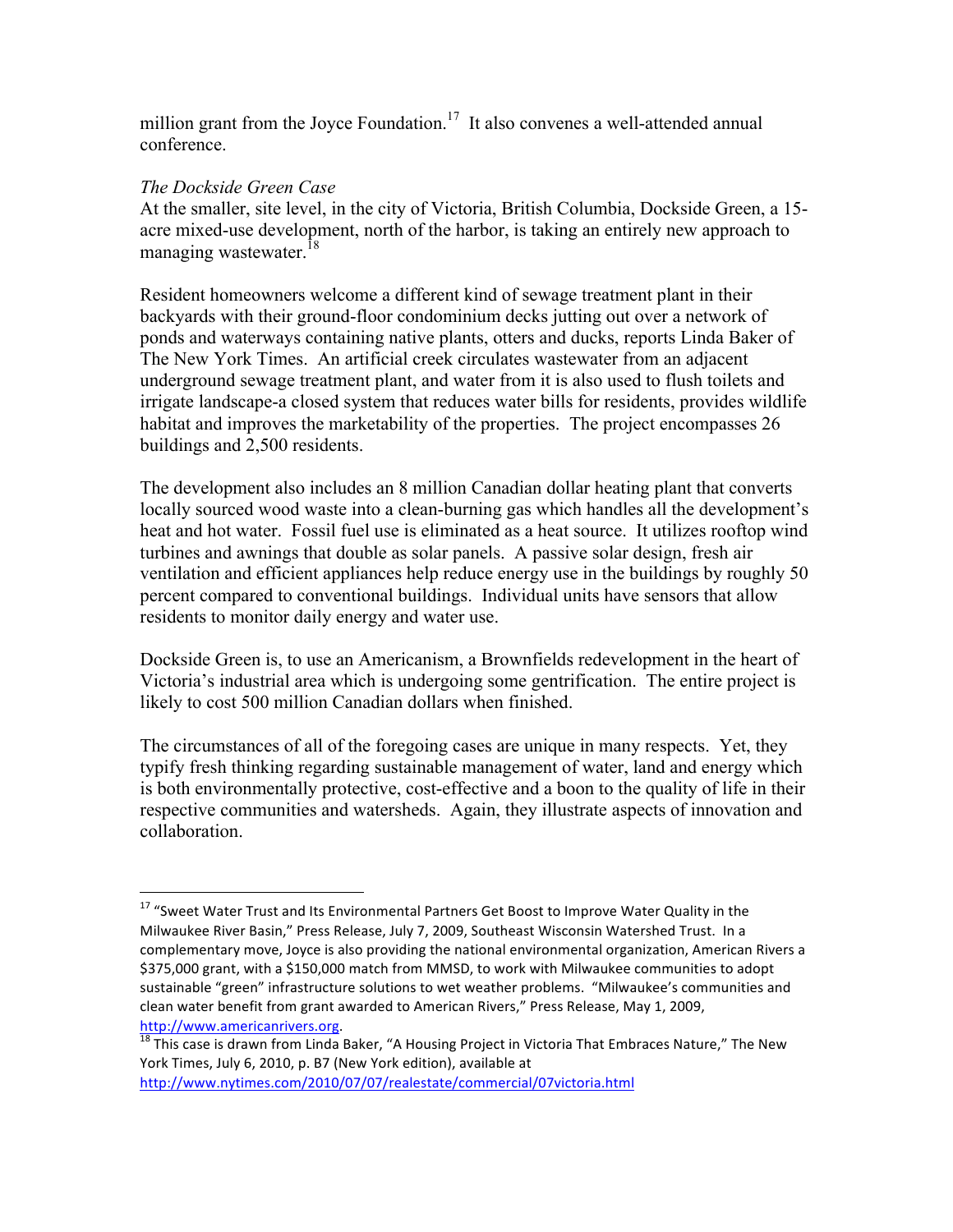million grant from the Joyce Foundation.[17] It also convenes a well-attended annual conference.

*The Dockside Green Case*

At the smaller, site level, in the city of Victoria, British Columbia, Dockside Green, a 15-acre mixed-use development, north of the harbor, is taking an entirely new approach to managing wastewater.[18]

Resident homeowners welcome a different kind of sewage treatment plant in their backyards with their ground-floor condominium decks jutting out over a network of ponds and waterways containing native plants, otters and ducks, reports Linda Baker of The New York Times. An artificial creek circulates wastewater from an adjacent underground sewage treatment plant, and water from it is also used to flush toilets and irrigate landscape-a closed system that reduces water bills for residents, provides wildlife habitat and improves the marketability of the properties. The project encompasses 26 buildings and 2,500 residents.

The development also includes an 8 million Canadian dollar heating plant that converts locally sourced wood waste into a clean-burning gas which handles all the development's heat and hot water. Fossil fuel use is eliminated as a heat source. It utilizes rooftop wind turbines and awnings that double as solar panels. A passive solar design, fresh air ventilation and efficient appliances help reduce energy use in the buildings by roughly 50 percent compared to conventional buildings. Individual units have sensors that allow residents to monitor daily energy and water use.

Dockside Green is, to use an Americanism, a Brownfields redevelopment in the heart of Victoria's industrial area which is undergoing some gentrification. The entire project is likely to cost 500 million Canadian dollars when finished.

The circumstances of all of the foregoing cases are unique in many respects. Yet, they typify fresh thinking regarding sustainable management of water, land and energy which is both environmentally protective, cost-effective and a boon to the quality of life in their respective communities and watersheds. Again, they illustrate aspects of innovation and collaboration.

---

[17] "Sweet Water Trust and Its Environmental Partners Get Boost to Improve Water Quality in the Milwaukee River Basin," Press Release, July 7, 2009, Southeast Wisconsin Watershed Trust. In a complementary move, Joyce is also providing the national environmental organization, American Rivers a $375,000 grant, with a $150,000 match from MMSD, to work with Milwaukee communities to adopt sustainable "green" infrastructure solutions to wet weather problems. "Milwaukee's communities and clean water benefit from grant awarded to American Rivers," Press Release, May 1, 2009, http://www.americanrivers.org.

[18] This case is drawn from Linda Baker, "A Housing Project in Victoria That Embraces Nature," The New York Times, July 6, 2010, p. B7 (New York edition), available at http://www.nytimes.com/2010/07/07/realestate/commercial/07victoria.html